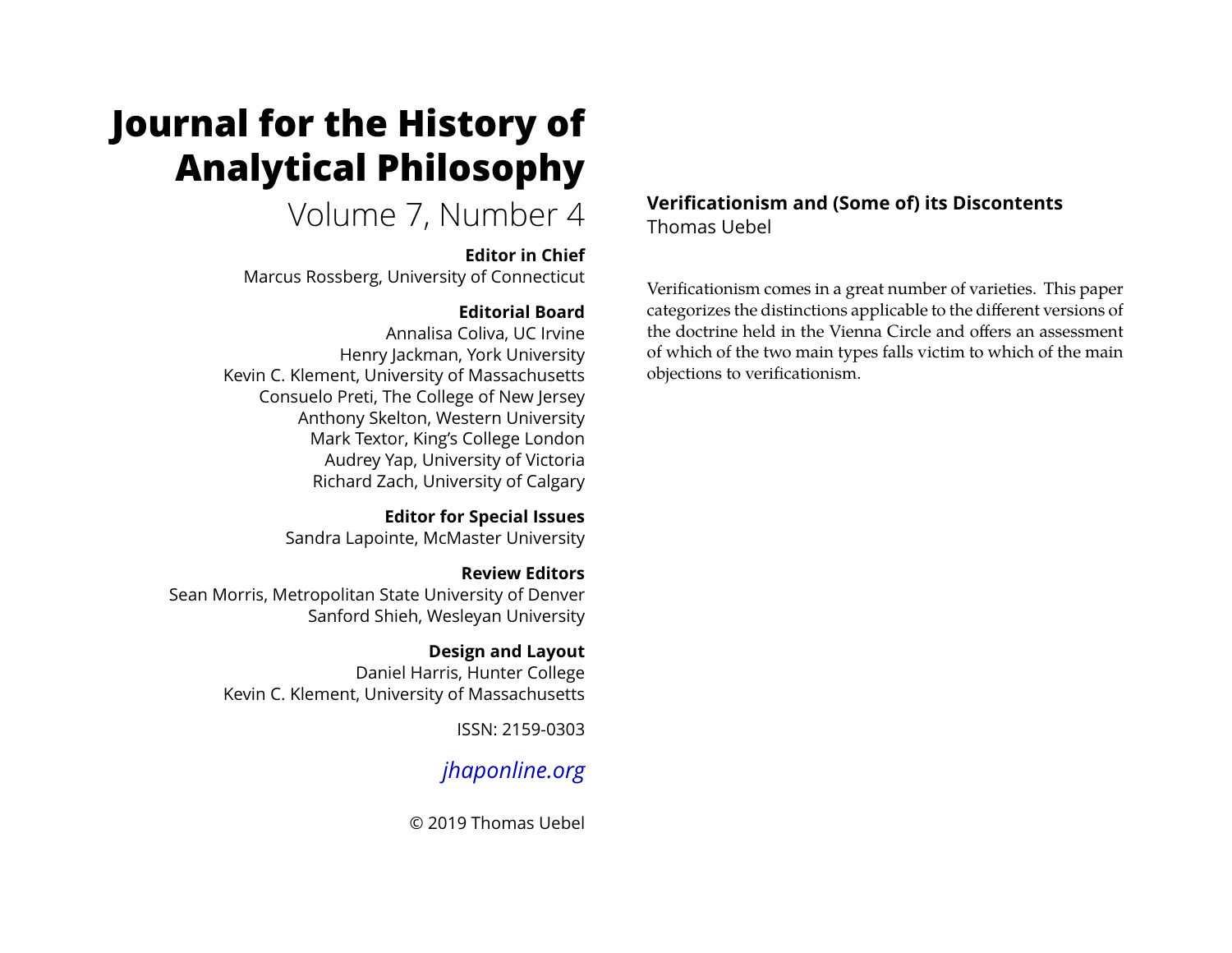# Journal for the History of Analytical Philosophy

Volume 7, Number 4

**Editor in Chief**
Marcus Rossberg, University of Connecticut

**Editorial Board**
Annalisa Coliva, UC Irvine
Henry Jackman, York University
Kevin C. Klement, University of Massachusetts
Consuelo Preti, The College of New Jersey
Anthony Skelton, Western University
Mark Textor, King's College London
Audrey Yap, University of Victoria
Richard Zach, University of Calgary

**Editor for Special Issues**
Sandra Lapointe, McMaster University

**Review Editors**
Sean Morris, Metropolitan State University of Denver
Sanford Shieh, Wesleyan University

**Design and Layout**
Daniel Harris, Hunter College
Kevin C. Klement, University of Massachusetts

ISSN: 2159-0303

*jhaponline.org*

© 2019 Thomas Uebel

## Verificationism and (Some of) its Discontents

Thomas Uebel

Verificationism comes in a great number of varieties. This paper categorizes the distinctions applicable to the different versions of the doctrine held in the Vienna Circle and offers an assessment of which of the two main types falls victim to which of the main objections to verificationism.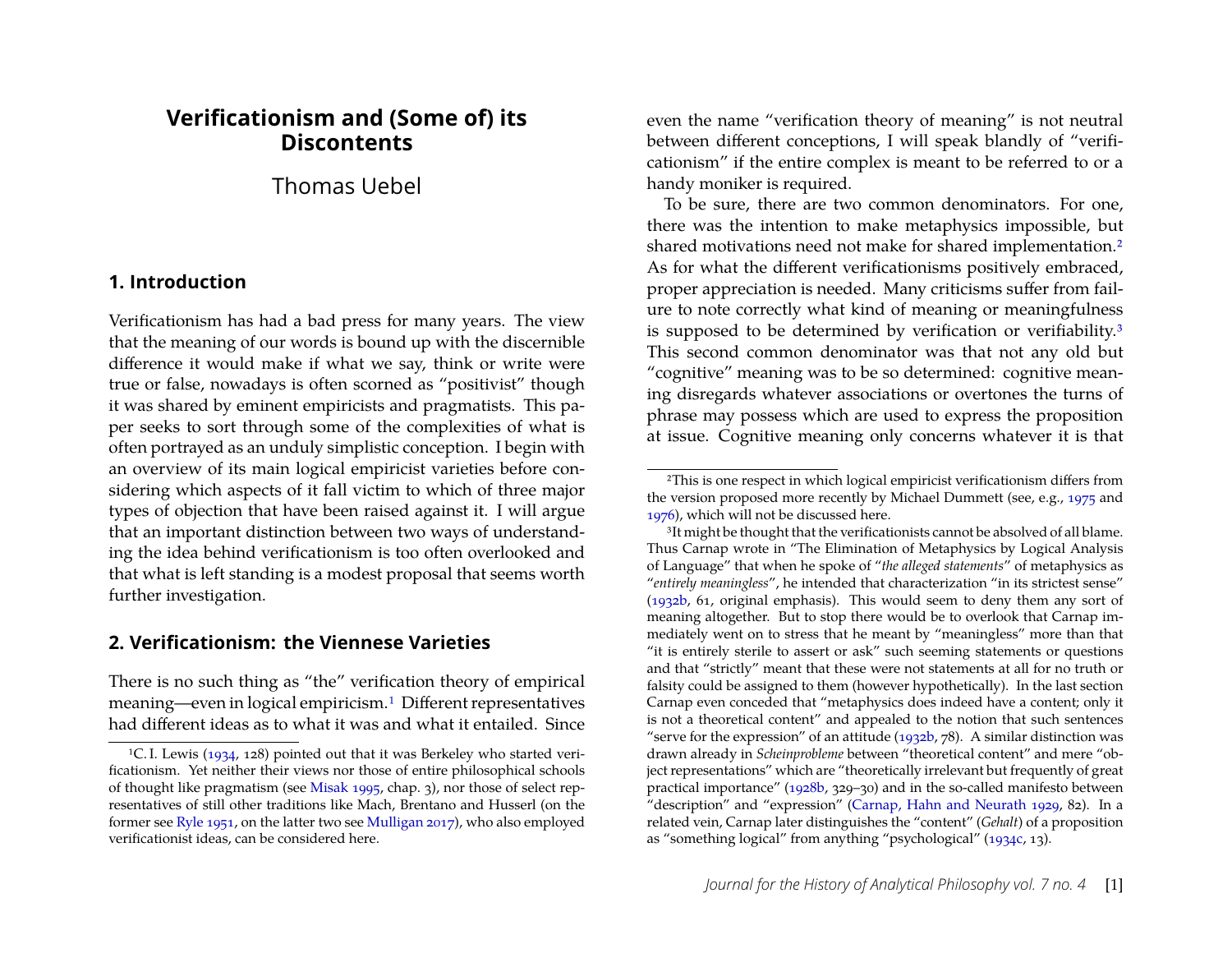# Verificationism and (Some of) its Discontents

Thomas Uebel

## 1. Introduction

Verificationism has had a bad press for many years. The view that the meaning of our words is bound up with the discernible difference it would make if what we say, think or write were true or false, nowadays is often scorned as "positivist" though it was shared by eminent empiricists and pragmatists. This paper seeks to sort through some of the complexities of what is often portrayed as an unduly simplistic conception. I begin with an overview of its main logical empiricist varieties before considering which aspects of it fall victim to which of three major types of objection that have been raised against it. I will argue that an important distinction between two ways of understanding the idea behind verificationism is too often overlooked and that what is left standing is a modest proposal that seems worth further investigation.

## 2. Verificationism: the Viennese Varieties

There is no such thing as "the" verification theory of empirical meaning—even in logical empiricism.[1] Different representatives had different ideas as to what it was and what it entailed. Since even the name "verification theory of meaning" is not neutral between different conceptions, I will speak blandly of "verificationism" if the entire complex is meant to be referred to or a handy moniker is required.

To be sure, there are two common denominators. For one, there was the intention to make metaphysics impossible, but shared motivations need not make for shared implementation.[2] As for what the different verificationisms positively embraced, proper appreciation is needed. Many criticisms suffer from failure to note correctly what kind of meaning or meaningfulness is supposed to be determined by verification or verifiability.[3] This second common denominator was that not any old but "cognitive" meaning was to be so determined: cognitive meaning disregards whatever associations or overtones the turns of phrase may possess which are used to express the proposition at issue. Cognitive meaning only concerns whatever it is that

[1] C. I. Lewis (1934, 128) pointed out that it was Berkeley who started verificationism. Yet neither their views nor those of entire philosophical schools of thought like pragmatism (see Misak 1995, chap. 3), nor those of select representatives of still other traditions like Mach, Brentano and Husserl (on the former see Ryle 1951, on the latter two see Mulligan 2017), who also employed verificationist ideas, can be considered here.

[2] This is one respect in which logical empiricist verificationism differs from the version proposed more recently by Michael Dummett (see, e.g., 1975 and 1976), which will not be discussed here.

[3] It might be thought that the verificationists cannot be absolved of all blame. Thus Carnap wrote in "The Elimination of Metaphysics by Logical Analysis of Language" that when he spoke of "*the alleged statements*" of metaphysics as "*entirely meaningless*", he intended that characterization "in its strictest sense" (1932b, 61, original emphasis). This would seem to deny them any sort of meaning altogether. But to stop there would be to overlook that Carnap immediately went on to stress that he meant by "meaningless" more than that "it is entirely sterile to assert or ask" such seeming statements or questions and that "strictly" meant that these were not statements at all for no truth or falsity could be assigned to them (however hypothetically). In the last section Carnap even conceded that "metaphysics does indeed have a content; only it is not a theoretical content" and appealed to the notion that such sentences "serve for the expression" of an attitude (1932b, 78). A similar distinction was drawn already in *Scheinprobleme* between "theoretical content" and mere "object representations" which are "theoretically irrelevant but frequently of great practical importance" (1928b, 329–30) and in the so-called manifesto between "description" and "expression" (Carnap, Hahn and Neurath 1929, 82). In a related vein, Carnap later distinguishes the "content" (*Gehalt*) of a proposition as "something logical" from anything "psychological" (1934c, 13).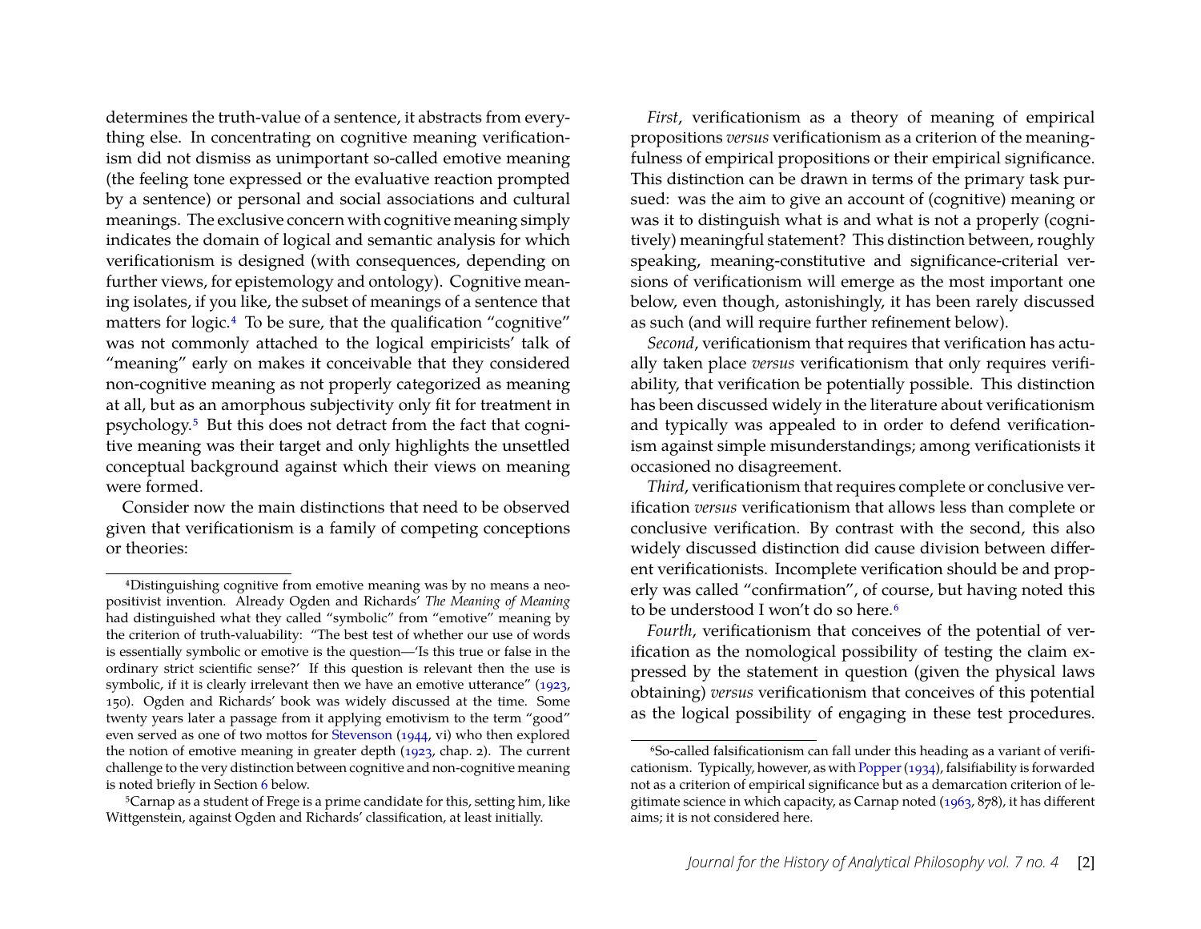determines the truth-value of a sentence, it abstracts from everything else. In concentrating on cognitive meaning verificationism did not dismiss as unimportant so-called emotive meaning (the feeling tone expressed or the evaluative reaction prompted by a sentence) or personal and social associations and cultural meanings. The exclusive concern with cognitive meaning simply indicates the domain of logical and semantic analysis for which verificationism is designed (with consequences, depending on further views, for epistemology and ontology). Cognitive meaning isolates, if you like, the subset of meanings of a sentence that matters for logic.[4] To be sure, that the qualification "cognitive" was not commonly attached to the logical empiricists' talk of "meaning" early on makes it conceivable that they considered non-cognitive meaning as not properly categorized as meaning at all, but as an amorphous subjectivity only fit for treatment in psychology.[5] But this does not detract from the fact that cognitive meaning was their target and only highlights the unsettled conceptual background against which their views on meaning were formed.

Consider now the main distinctions that need to be observed given that verificationism is a family of competing conceptions or theories:

*First*, verificationism as a theory of meaning of empirical propositions *versus* verificationism as a criterion of the meaningfulness of empirical propositions or their empirical significance. This distinction can be drawn in terms of the primary task pursued: was the aim to give an account of (cognitive) meaning or was it to distinguish what is and what is not a properly (cognitively) meaningful statement? This distinction between, roughly speaking, meaning-constitutive and significance-criterial versions of verificationism will emerge as the most important one below, even though, astonishingly, it has been rarely discussed as such (and will require further refinement below).

*Second*, verificationism that requires that verification has actually taken place *versus* verificationism that only requires verifiability, that verification be potentially possible. This distinction has been discussed widely in the literature about verificationism and typically was appealed to in order to defend verificationism against simple misunderstandings; among verificationists it occasioned no disagreement.

*Third*, verificationism that requires complete or conclusive verification *versus* verificationism that allows less than complete or conclusive verification. By contrast with the second, this also widely discussed distinction did cause division between different verificationists. Incomplete verification should be and properly was called "confirmation", of course, but having noted this to be understood I won't do so here.[6]

*Fourth*, verificationism that conceives of the potential of verification as the nomological possibility of testing the claim expressed by the statement in question (given the physical laws obtaining) *versus* verificationism that conceives of this potential as the logical possibility of engaging in these test procedures.

---

[4] Distinguishing cognitive from emotive meaning was by no means a neo-positivist invention. Already Ogden and Richards' *The Meaning of Meaning* had distinguished what they called "symbolic" from "emotive" meaning by the criterion of truth-valuability: "The best test of whether our use of words is essentially symbolic or emotive is the question—'Is this true or false in the ordinary strict scientific sense?' If this question is relevant then the use is symbolic, if it is clearly irrelevant then we have an emotive utterance" (1923, 150). Ogden and Richards' book was widely discussed at the time. Some twenty years later a passage from it applying emotivism to the term "good" even served as one of two mottos for Stevenson (1944, vi) who then explored the notion of emotive meaning in greater depth (1923, chap. 2). The current challenge to the very distinction between cognitive and non-cognitive meaning is noted briefly in Section 6 below.

[5] Carnap as a student of Frege is a prime candidate for this, setting him, like Wittgenstein, against Ogden and Richards' classification, at least initially.

[6] So-called falsificationism can fall under this heading as a variant of verificationism. Typically, however, as with Popper (1934), falsifiability is forwarded not as a criterion of empirical significance but as a demarcation criterion of legitimate science in which capacity, as Carnap noted (1963, 878), it has different aims; it is not considered here.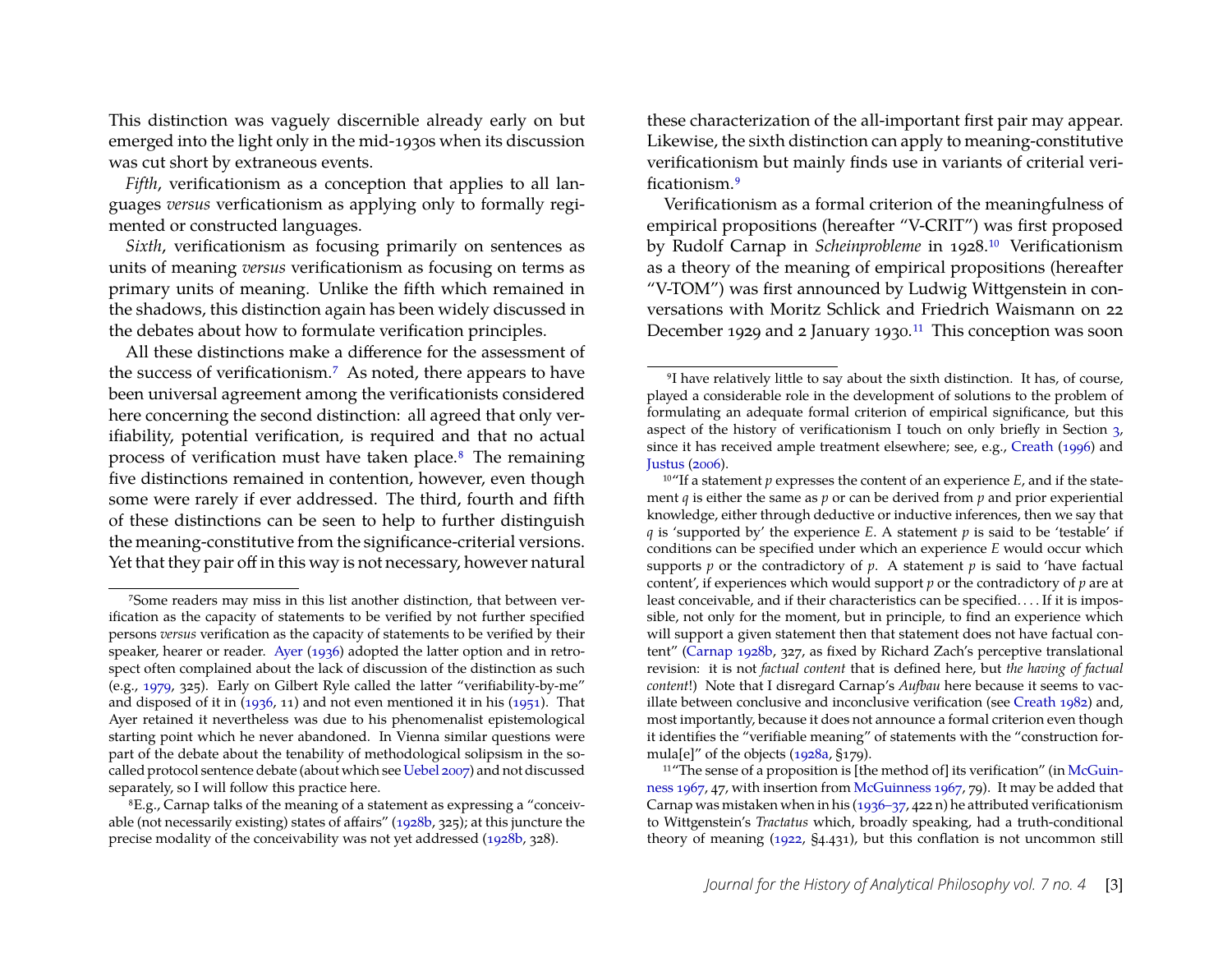This distinction was vaguely discernible already early on but emerged into the light only in the mid-1930s when its discussion was cut short by extraneous events.

*Fifth*, verificationism as a conception that applies to all languages *versus* verficationism as applying only to formally regimented or constructed languages.

*Sixth*, verificationism as focusing primarily on sentences as units of meaning *versus* verificationism as focusing on terms as primary units of meaning. Unlike the fifth which remained in the shadows, this distinction again has been widely discussed in the debates about how to formulate verification principles.

All these distinctions make a difference for the assessment of the success of verificationism.[7] As noted, there appears to have been universal agreement among the verificationists considered here concerning the second distinction: all agreed that only verifiability, potential verification, is required and that no actual process of verification must have taken place.[8] The remaining five distinctions remained in contention, however, even though some were rarely if ever addressed. The third, fourth and fifth of these distinctions can be seen to help to further distinguish the meaning-constitutive from the significance-criterial versions. Yet that they pair off in this way is not necessary, however natural these characterization of the all-important first pair may appear. Likewise, the sixth distinction can apply to meaning-constitutive verificationism but mainly finds use in variants of criterial verificationism.[9]

Verificationism as a formal criterion of the meaningfulness of empirical propositions (hereafter "V-CRIT") was first proposed by Rudolf Carnap in *Scheinprobleme* in 1928.[10] Verificationism as a theory of the meaning of empirical propositions (hereafter "V-TOM") was first announced by Ludwig Wittgenstein in conversations with Moritz Schlick and Friedrich Waismann on 22 December 1929 and 2 January 1930.[11] This conception was soon

---

[7] Some readers may miss in this list another distinction, that between verification as the capacity of statements to be verified by not further specified persons *versus* verification as the capacity of statements to be verified by their speaker, hearer or reader. Ayer (1936) adopted the latter option and in retrospect often complained about the lack of discussion of the distinction as such (e.g., 1979, 325). Early on Gilbert Ryle called the latter "verifiability-by-me" and disposed of it in (1936, 11) and not even mentioned it in his (1951). That Ayer retained it nevertheless was due to his phenomenalist epistemological starting point which he never abandoned. In Vienna similar questions were part of the debate about the tenability of methodological solipsism in the so-called protocol sentence debate (about which see Uebel 2007) and not discussed separately, so I will follow this practice here.

[8] E.g., Carnap talks of the meaning of a statement as expressing a "conceivable (not necessarily existing) states of affairs" (1928b, 325); at this juncture the precise modality of the conceivability was not yet addressed (1928b, 328).

[9] I have relatively little to say about the sixth distinction. It has, of course, played a considerable role in the development of solutions to the problem of formulating an adequate formal criterion of empirical significance, but this aspect of the history of verificationism I touch on only briefly in Section 3, since it has received ample treatment elsewhere; see, e.g., Creath (1996) and Justus (2006).

[10] "If a statement $p$ expresses the content of an experience $E$, and if the statement $q$ is either the same as $p$ or can be derived from $p$ and prior experiential knowledge, either through deductive or inductive inferences, then we say that $q$ is 'supported by' the experience $E$. A statement $p$ is said to be 'testable' if conditions can be specified under which an experience $E$ would occur which supports $p$ or the contradictory of $p$. A statement $p$ is said to 'have factual content', if experiences which would support $p$ or the contradictory of $p$ are at least conceivable, and if their characteristics can be specified. . . . If it is impossible, not only for the moment, but in principle, to find an experience which will support a given statement then that statement does not have factual content" (Carnap 1928b, 327, as fixed by Richard Zach's perceptive translational revision: it is not *factual content* that is defined here, but *the having of factual content*!) Note that I disregard Carnap's *Aufbau* here because it seems to vacillate between conclusive and inconclusive verification (see Creath 1982) and, most importantly, because it does not announce a formal criterion even though it identifies the "verifiable meaning" of statements with the "construction formula[e]" of the objects (1928a, §179).

[11] "The sense of a proposition is [the method of] its verification" (in McGuinness 1967, 47, with insertion from McGuinness 1967, 79). It may be added that Carnap was mistaken when in his (1936–37, 422 n) he attributed verificationism to Wittgenstein's *Tractatus* which, broadly speaking, had a truth-conditional theory of meaning (1922, §4.431), but this conflation is not uncommon still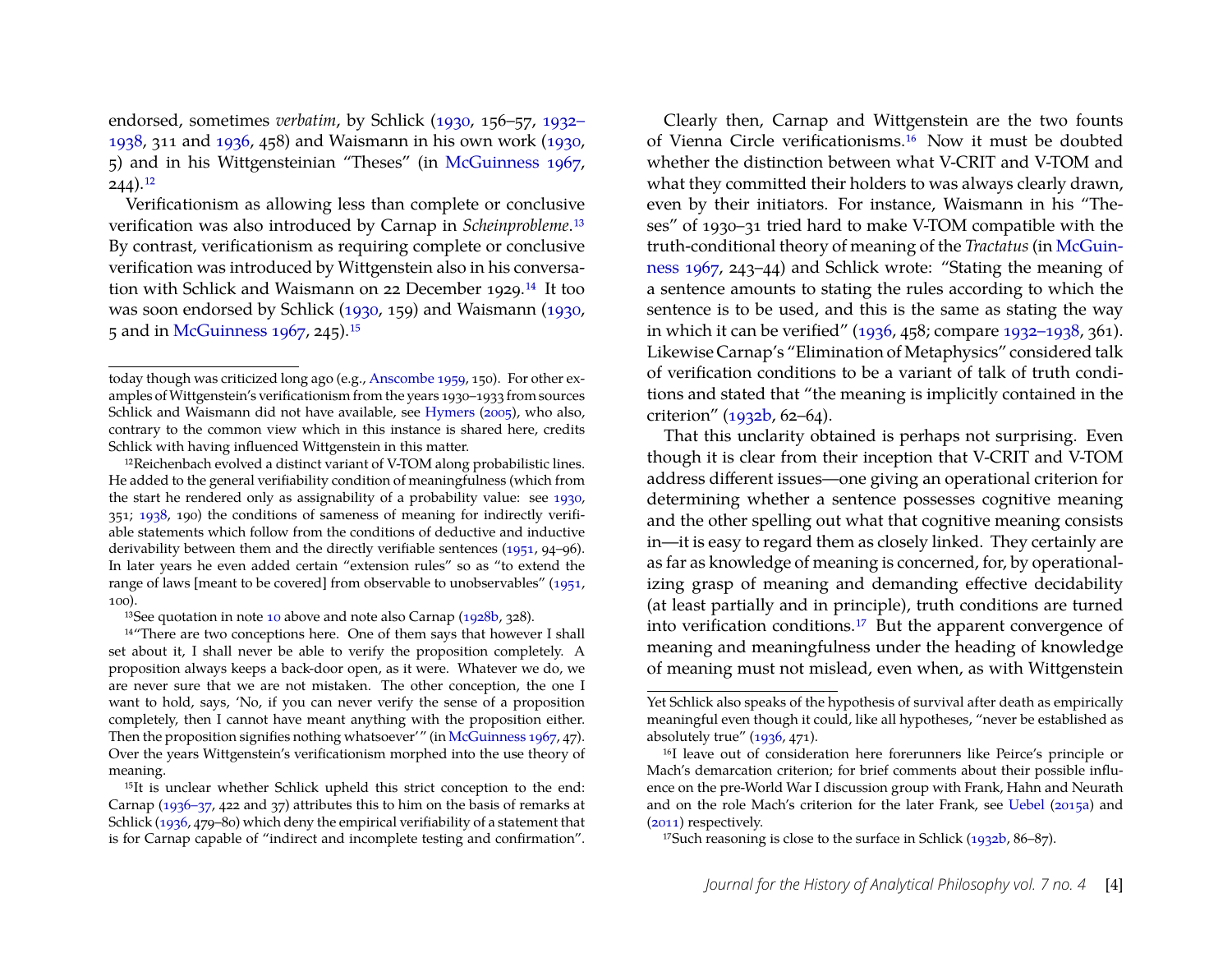endorsed, sometimes *verbatim*, by Schlick (1930, 156–57, 1932–1938, 311 and 1936, 458) and Waismann in his own work (1930, 5) and in his Wittgensteinian "Theses" (in McGuinness 1967, 244).[12]

Verificationism as allowing less than complete or conclusive verification was also introduced by Carnap in *Scheinprobleme*.[13] By contrast, verificationism as requiring complete or conclusive verification was introduced by Wittgenstein also in his conversation with Schlick and Waismann on 22 December 1929.[14] It too was soon endorsed by Schlick (1930, 159) and Waismann (1930, 5 and in McGuinness 1967, 245).[15]

Clearly then, Carnap and Wittgenstein are the two founts of Vienna Circle verificationisms.[16] Now it must be doubted whether the distinction between what V-CRIT and V-TOM and what they committed their holders to was always clearly drawn, even by their initiators. For instance, Waismann in his "Theses" of 1930–31 tried hard to make V-TOM compatible with the truth-conditional theory of meaning of the *Tractatus* (in McGuinness 1967, 243–44) and Schlick wrote: "Stating the meaning of a sentence amounts to stating the rules according to which the sentence is to be used, and this is the same as stating the way in which it can be verified" (1936, 458; compare 1932–1938, 361). Likewise Carnap's "Elimination of Metaphysics" considered talk of verification conditions to be a variant of talk of truth conditions and stated that "the meaning is implicitly contained in the criterion" (1932b, 62–64).

That this unclarity obtained is perhaps not surprising. Even though it is clear from their inception that V-CRIT and V-TOM address different issues—one giving an operational criterion for determining whether a sentence possesses cognitive meaning and the other spelling out what that cognitive meaning consists in—it is easy to regard them as closely linked. They certainly are as far as knowledge of meaning is concerned, for, by operationalizing grasp of meaning and demanding effective decidability (at least partially and in principle), truth conditions are turned into verification conditions.[17] But the apparent convergence of meaning and meaningfulness under the heading of knowledge of meaning must not mislead, even when, as with Wittgenstein

---

today though was criticized long ago (e.g., Anscombe 1959, 150). For other examples of Wittgenstein's verificationism from the years 1930–1933 from sources Schlick and Waismann did not have available, see Hymers (2005), who also, contrary to the common view which in this instance is shared here, credits Schlick with having influenced Wittgenstein in this matter.

[12]Reichenbach evolved a distinct variant of V-TOM along probabilistic lines. He added to the general verifiability condition of meaningfulness (which from the start he rendered only as assignability of a probability value: see 1930, 351; 1938, 190) the conditions of sameness of meaning for indirectly verifiable statements which follow from the conditions of deductive and inductive derivability between them and the directly verifiable sentences (1951, 94–96). In later years he even added certain "extension rules" so as "to extend the range of laws [meant to be covered] from observable to unobservables" (1951, 100).

[13]See quotation in note 10 above and note also Carnap (1928b, 328).

[14]"There are two conceptions here. One of them says that however I shall set about it, I shall never be able to verify the proposition completely. A proposition always keeps a back-door open, as it were. Whatever we do, we are never sure that we are not mistaken. The other conception, the one I want to hold, says, 'No, if you can never verify the sense of a proposition completely, then I cannot have meant anything with the proposition either. Then the proposition signifies nothing whatsoever'" (in McGuinness 1967, 47). Over the years Wittgenstein's verificationism morphed into the use theory of meaning.

[15]It is unclear whether Schlick upheld this strict conception to the end: Carnap (1936–37, 422 and 37) attributes this to him on the basis of remarks at Schlick (1936, 479–80) which deny the empirical verifiability of a statement that is for Carnap capable of "indirect and incomplete testing and confirmation". Yet Schlick also speaks of the hypothesis of survival after death as empirically meaningful even though it could, like all hypotheses, "never be established as absolutely true" (1936, 471).

[16]I leave out of consideration here forerunners like Peirce's principle or Mach's demarcation criterion; for brief comments about their possible influence on the pre-World War I discussion group with Frank, Hahn and Neurath and on the role Mach's criterion for the later Frank, see Uebel (2015a) and (2011) respectively.

[17]Such reasoning is close to the surface in Schlick (1932b, 86–87).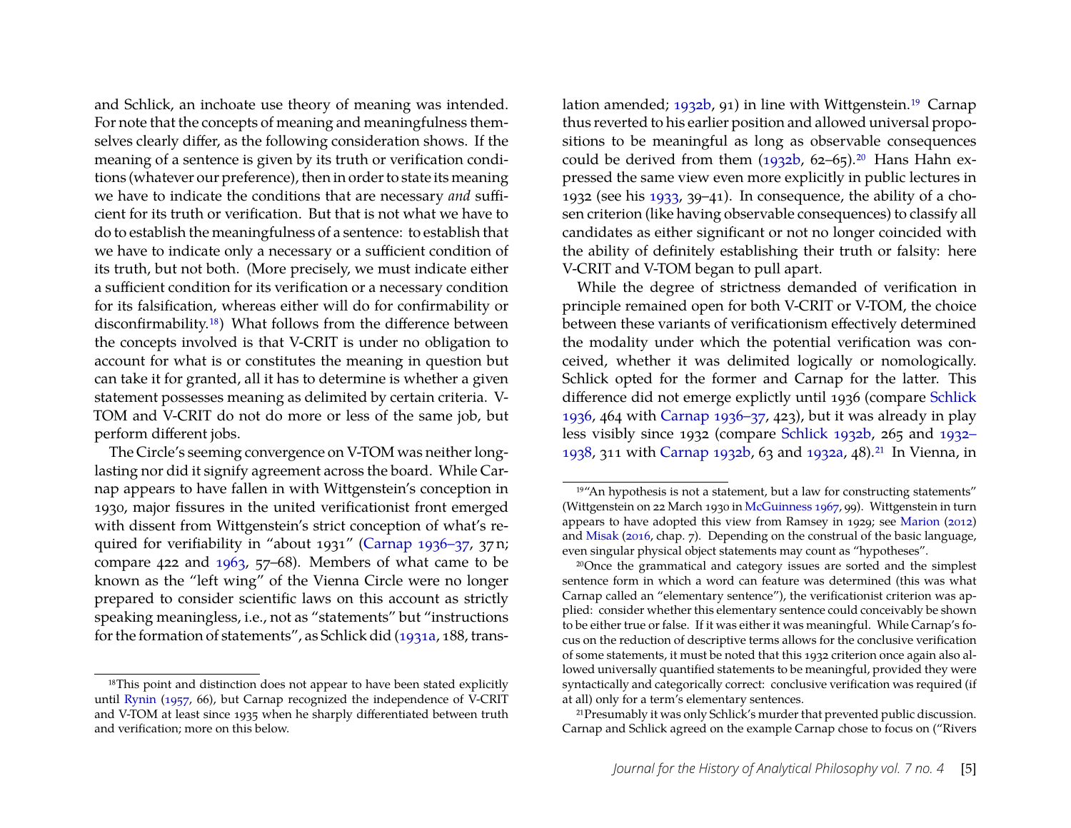and Schlick, an inchoate use theory of meaning was intended. For note that the concepts of meaning and meaningfulness themselves clearly differ, as the following consideration shows. If the meaning of a sentence is given by its truth or verification conditions (whatever our preference), then in order to state its meaning we have to indicate the conditions that are necessary *and* sufficient for its truth or verification. But that is not what we have to do to establish the meaningfulness of a sentence: to establish that we have to indicate only a necessary or a sufficient condition of its truth, but not both. (More precisely, we must indicate either a sufficient condition for its verification or a necessary condition for its falsification, whereas either will do for confirmability or disconfirmability.[18]) What follows from the difference between the concepts involved is that V-CRIT is under no obligation to account for what is or constitutes the meaning in question but can take it for granted, all it has to determine is whether a given statement possesses meaning as delimited by certain criteria. V-TOM and V-CRIT do not do more or less of the same job, but perform different jobs.

The Circle's seeming convergence on V-TOM was neither long-lasting nor did it signify agreement across the board. While Carnap appears to have fallen in with Wittgenstein's conception in 1930, major fissures in the united verificationist front emerged with dissent from Wittgenstein's strict conception of what's required for verifiability in "about 1931" (Carnap 1936–37, 37 n; compare 422 and 1963, 57–68). Members of what came to be known as the "left wing" of the Vienna Circle were no longer prepared to consider scientific laws on this account as strictly speaking meaningless, i.e., not as "statements" but "instructions for the formation of statements", as Schlick did (1931a, 188, translation amended; 1932b, 91) in line with Wittgenstein.[19] Carnap thus reverted to his earlier position and allowed universal propositions to be meaningful as long as observable consequences could be derived from them (1932b, 62–65).[20] Hans Hahn expressed the same view even more explicitly in public lectures in 1932 (see his 1933, 39–41). In consequence, the ability of a chosen criterion (like having observable consequences) to classify all candidates as either significant or not no longer coincided with the ability of definitely establishing their truth or falsity: here V-CRIT and V-TOM began to pull apart.

While the degree of strictness demanded of verification in principle remained open for both V-CRIT or V-TOM, the choice between these variants of verificationism effectively determined the modality under which the potential verification was conceived, whether it was delimited logically or nomologically. Schlick opted for the former and Carnap for the latter. This difference did not emerge explictly until 1936 (compare Schlick 1936, 464 with Carnap 1936–37, 423), but it was already in play less visibly since 1932 (compare Schlick 1932b, 265 and 1932–1938, 311 with Carnap 1932b, 63 and 1932a, 48).[21] In Vienna, in

[18]This point and distinction does not appear to have been stated explicitly until Rynin (1957, 66), but Carnap recognized the independence of V-CRIT and V-TOM at least since 1935 when he sharply differentiated between truth and verification; more on this below.

[19]"An hypothesis is not a statement, but a law for constructing statements" (Wittgenstein on 22 March 1930 in McGuinness 1967, 99). Wittgenstein in turn appears to have adopted this view from Ramsey in 1929; see Marion (2012) and Misak (2016, chap. 7). Depending on the construal of the basic language, even singular physical object statements may count as "hypotheses".

[20]Once the grammatical and category issues are sorted and the simplest sentence form in which a word can feature was determined (this was what Carnap called an "elementary sentence"), the verificationist criterion was applied: consider whether this elementary sentence could conceivably be shown to be either true or false. If it was either it was meaningful. While Carnap's focus on the reduction of descriptive terms allows for the conclusive verification of some statements, it must be noted that this 1932 criterion once again also allowed universally quantified statements to be meaningful, provided they were syntactically and categorically correct: conclusive verification was required (if at all) only for a term's elementary sentences.

[21]Presumably it was only Schlick's murder that prevented public discussion. Carnap and Schlick agreed on the example Carnap chose to focus on ("Rivers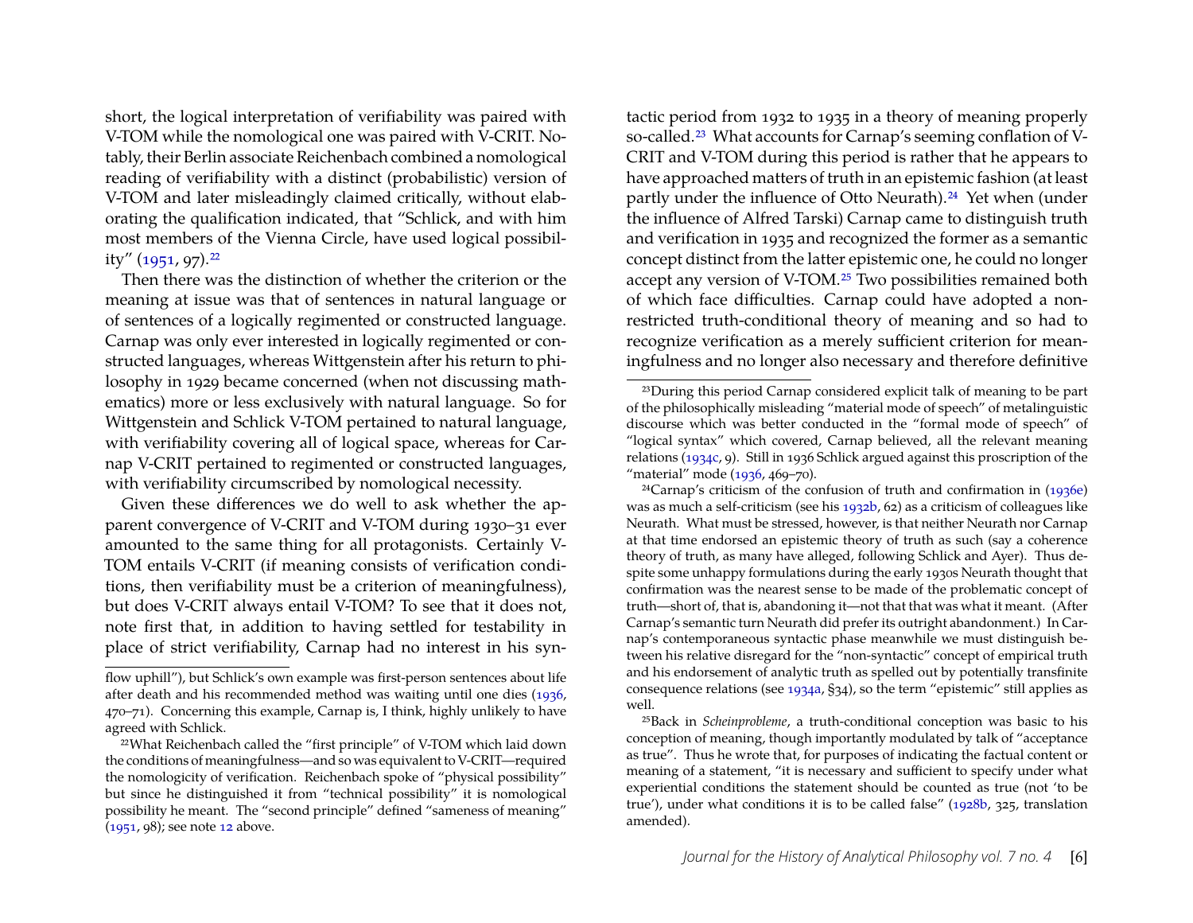short, the logical interpretation of verifiability was paired with V-TOM while the nomological one was paired with V-CRIT. Notably, their Berlin associate Reichenbach combined a nomological reading of verifiability with a distinct (probabilistic) version of V-TOM and later misleadingly claimed critically, without elaborating the qualification indicated, that "Schlick, and with him most members of the Vienna Circle, have used logical possibility" (1951, 97).[22]

Then there was the distinction of whether the criterion or the meaning at issue was that of sentences in natural language or of sentences of a logically regimented or constructed language. Carnap was only ever interested in logically regimented or constructed languages, whereas Wittgenstein after his return to philosophy in 1929 became concerned (when not discussing mathematics) more or less exclusively with natural language. So for Wittgenstein and Schlick V-TOM pertained to natural language, with verifiability covering all of logical space, whereas for Carnap V-CRIT pertained to regimented or constructed languages, with verifiability circumscribed by nomological necessity.

Given these differences we do well to ask whether the apparent convergence of V-CRIT and V-TOM during 1930–31 ever amounted to the same thing for all protagonists. Certainly V-TOM entails V-CRIT (if meaning consists of verification conditions, then verifiability must be a criterion of meaningfulness), but does V-CRIT always entail V-TOM? To see that it does not, note first that, in addition to having settled for testability in place of strict verifiability, Carnap had no interest in his syntactic period from 1932 to 1935 in a theory of meaning properly so-called.[23] What accounts for Carnap's seeming conflation of V-CRIT and V-TOM during this period is rather that he appears to have approached matters of truth in an epistemic fashion (at least partly under the influence of Otto Neurath).[24] Yet when (under the influence of Alfred Tarski) Carnap came to distinguish truth and verification in 1935 and recognized the former as a semantic concept distinct from the latter epistemic one, he could no longer accept any version of V-TOM.[25] Two possibilities remained both of which face difficulties. Carnap could have adopted a non-restricted truth-conditional theory of meaning and so had to recognize verification as a merely sufficient criterion for meaningfulness and no longer also necessary and therefore definitive

---

flow uphill"), but Schlick's own example was first-person sentences about life after death and his recommended method was waiting until one dies (1936, 470–71). Concerning this example, Carnap is, I think, highly unlikely to have agreed with Schlick.

[22]What Reichenbach called the "first principle" of V-TOM which laid down the conditions of meaningfulness—and so was equivalent to V-CRIT—required the nomologicity of verification. Reichenbach spoke of "physical possibility" but since he distinguished it from "technical possibility" it is nomological possibility he meant. The "second principle" defined "sameness of meaning" (1951, 98); see note 12 above.

[23]During this period Carnap considered explicit talk of meaning to be part of the philosophically misleading "material mode of speech" of metalinguistic discourse which was better conducted in the "formal mode of speech" of "logical syntax" which covered, Carnap believed, all the relevant meaning relations (1934c, 9). Still in 1936 Schlick argued against this proscription of the "material" mode (1936, 469–70).

[24]Carnap's criticism of the confusion of truth and confirmation in (1936e) was as much a self-criticism (see his 1932b, 62) as a criticism of colleagues like Neurath. What must be stressed, however, is that neither Neurath nor Carnap at that time endorsed an epistemic theory of truth as such (say a coherence theory of truth, as many have alleged, following Schlick and Ayer). Thus despite some unhappy formulations during the early 1930s Neurath thought that confirmation was the nearest sense to be made of the problematic concept of truth—short of, that is, abandoning it—not that that was what it meant. (After Carnap's semantic turn Neurath did prefer its outright abandonment.) In Carnap's contemporaneous syntactic phase meanwhile we must distinguish between his relative disregard for the "non-syntactic" concept of empirical truth and his endorsement of analytic truth as spelled out by potentially transfinite consequence relations (see 1934a, §34), so the term "epistemic" still applies as well.

[25]Back in *Scheinprobleme*, a truth-conditional conception was basic to his conception of meaning, though importantly modulated by talk of "acceptance as true". Thus he wrote that, for purposes of indicating the factual content or meaning of a statement, "it is necessary and sufficient to specify under what experiential conditions the statement should be counted as true (not 'to be true'), under what conditions it is to be called false" (1928b, 325, translation amended).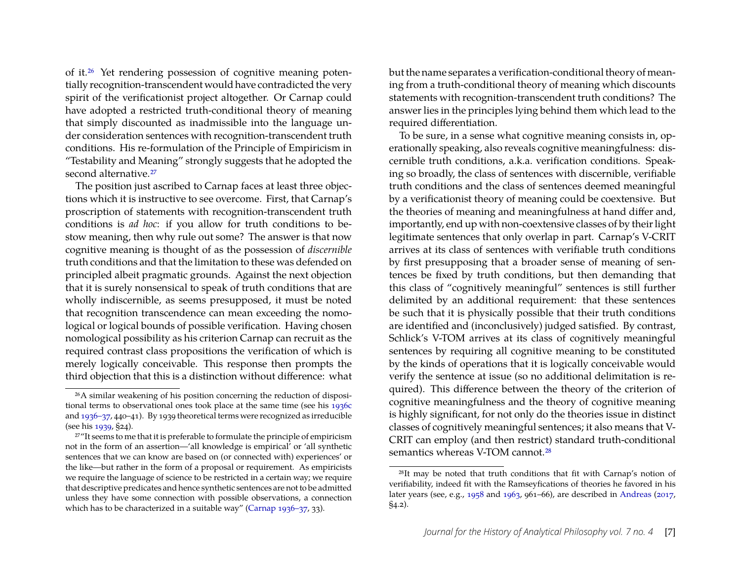of it.[26] Yet rendering possession of cognitive meaning potentially recognition-transcendent would have contradicted the very spirit of the verificationist project altogether. Or Carnap could have adopted a restricted truth-conditional theory of meaning that simply discounted as inadmissible into the language under consideration sentences with recognition-transcendent truth conditions. His re-formulation of the Principle of Empiricism in "Testability and Meaning" strongly suggests that he adopted the second alternative.[27]

The position just ascribed to Carnap faces at least three objections which it is instructive to see overcome. First, that Carnap's proscription of statements with recognition-transcendent truth conditions is *ad hoc*: if you allow for truth conditions to bestow meaning, then why rule out some? The answer is that now cognitive meaning is thought of as the possession of *discernible* truth conditions and that the limitation to these was defended on principled albeit pragmatic grounds. Against the next objection that it is surely nonsensical to speak of truth conditions that are wholly indiscernible, as seems presupposed, it must be noted that recognition transcendence can mean exceeding the nomological or logical bounds of possible verification. Having chosen nomological possibility as his criterion Carnap can recruit as the required contrast class propositions the verification of which is merely logically conceivable. This response then prompts the third objection that this is a distinction without difference: what but the name separates a verification-conditional theory of meaning from a truth-conditional theory of meaning which discounts statements with recognition-transcendent truth conditions? The answer lies in the principles lying behind them which lead to the required differentiation.

To be sure, in a sense what cognitive meaning consists in, operationally speaking, also reveals cognitive meaningfulness: discernible truth conditions, a.k.a. verification conditions. Speaking so broadly, the class of sentences with discernible, verifiable truth conditions and the class of sentences deemed meaningful by a verificationist theory of meaning could be coextensive. But the theories of meaning and meaningfulness at hand differ and, importantly, end up with non-coextensive classes of by their light legitimate sentences that only overlap in part. Carnap's V-CRIT arrives at its class of sentences with verifiable truth conditions by first presupposing that a broader sense of meaning of sentences be fixed by truth conditions, but then demanding that this class of "cognitively meaningful" sentences is still further delimited by an additional requirement: that these sentences be such that it is physically possible that their truth conditions are identified and (inconclusively) judged satisfied. By contrast, Schlick's V-TOM arrives at its class of cognitively meaningful sentences by requiring all cognitive meaning to be constituted by the kinds of operations that it is logically conceivable would verify the sentence at issue (so no additional delimitation is required). This difference between the theory of the criterion of cognitive meaningfulness and the theory of cognitive meaning is highly significant, for not only do the theories issue in distinct classes of cognitively meaningful sentences; it also means that V-CRIT can employ (and then restrict) standard truth-conditional semantics whereas V-TOM cannot.[28]

---

[26] A similar weakening of his position concerning the reduction of dispositional terms to observational ones took place at the same time (see his 1936c and 1936–37, 440–41). By 1939 theoretical terms were recognized as irreducible (see his 1939, §24).

[27] "It seems to me that it is preferable to formulate the principle of empiricism not in the form of an assertion—'all knowledge is empirical' or 'all synthetic sentences that we can know are based on (or connected with) experiences' or the like—but rather in the form of a proposal or requirement. As empiricists we require the language of science to be restricted in a certain way; we require that descriptive predicates and hence synthetic sentences are not to be admitted unless they have some connection with possible observations, a connection which has to be characterized in a suitable way" (Carnap 1936–37, 33).

[28] It may be noted that truth conditions that fit with Carnap's notion of verifiability, indeed fit with the Ramseyfications of theories he favored in his later years (see, e.g., 1958 and 1963, 961–66), are described in Andreas (2017, §4.2).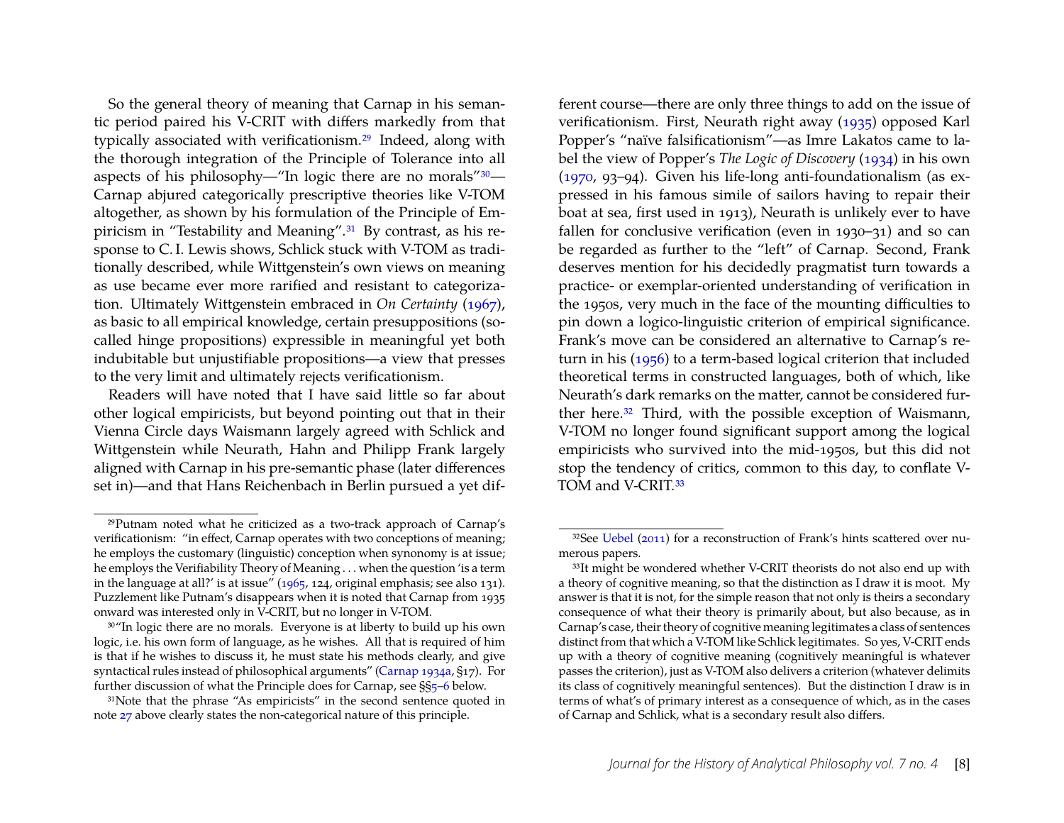So the general theory of meaning that Carnap in his semantic period paired his V-CRIT with differs markedly from that typically associated with verificationism.[29] Indeed, along with the thorough integration of the Principle of Tolerance into all aspects of his philosophy—"In logic there are no morals"[30]—Carnap abjured categorically prescriptive theories like V-TOM altogether, as shown by his formulation of the Principle of Empiricism in "Testability and Meaning".[31] By contrast, as his response to C. I. Lewis shows, Schlick stuck with V-TOM as traditionally described, while Wittgenstein's own views on meaning as use became ever more rarified and resistant to categorization. Ultimately Wittgenstein embraced in *On Certainty* (1967), as basic to all empirical knowledge, certain presuppositions (so-called hinge propositions) expressible in meaningful yet both indubitable but unjustifiable propositions—a view that presses to the very limit and ultimately rejects verificationism.

Readers will have noted that I have said little so far about other logical empiricists, but beyond pointing out that in their Vienna Circle days Waismann largely agreed with Schlick and Wittgenstein while Neurath, Hahn and Philipp Frank largely aligned with Carnap in his pre-semantic phase (later differences set in)—and that Hans Reichenbach in Berlin pursued a yet different course—there are only three things to add on the issue of verificationism. First, Neurath right away (1935) opposed Karl Popper's "naïve falsificationism"—as Imre Lakatos came to label the view of Popper's *The Logic of Discovery* (1934) in his own (1970, 93–94). Given his life-long anti-foundationalism (as expressed in his famous simile of sailors having to repair their boat at sea, first used in 1913), Neurath is unlikely ever to have fallen for conclusive verification (even in 1930–31) and so can be regarded as further to the "left" of Carnap. Second, Frank deserves mention for his decidedly pragmatist turn towards a practice- or exemplar-oriented understanding of verification in the 1950s, very much in the face of the mounting difficulties to pin down a logico-linguistic criterion of empirical significance. Frank's move can be considered an alternative to Carnap's return in his (1956) to a term-based logical criterion that included theoretical terms in constructed languages, both of which, like Neurath's dark remarks on the matter, cannot be considered further here.[32] Third, with the possible exception of Waismann, V-TOM no longer found significant support among the logical empiricists who survived into the mid-1950s, but this did not stop the tendency of critics, common to this day, to conflate V-TOM and V-CRIT.[33]

---

[29] Putnam noted what he criticized as a two-track approach of Carnap's verificationism: "in effect, Carnap operates with two conceptions of meaning; he employs the customary (linguistic) conception when synonomy is at issue; he employs the Verifiability Theory of Meaning . . . when the question 'is a term in the language at all?' is at issue" (1965, 124, original emphasis; see also 131). Puzzlement like Putnam's disappears when it is noted that Carnap from 1935 onward was interested only in V-CRIT, but no longer in V-TOM.

[30] "In logic there are no morals. Everyone is at liberty to build up his own logic, i.e. his own form of language, as he wishes. All that is required of him is that if he wishes to discuss it, he must state his methods clearly, and give syntactical rules instead of philosophical arguments" (Carnap 1934a, §17). For further discussion of what the Principle does for Carnap, see §§5–6 below.

[31] Note that the phrase "As empiricists" in the second sentence quoted in note 27 above clearly states the non-categorical nature of this principle.

[32] See Uebel (2011) for a reconstruction of Frank's hints scattered over numerous papers.

[33] It might be wondered whether V-CRIT theorists do not also end up with a theory of cognitive meaning, so that the distinction as I draw it is moot. My answer is that it is not, for the simple reason that not only is theirs a secondary consequence of what their theory is primarily about, but also because, as in Carnap's case, their theory of cognitive meaning legitimates a class of sentences distinct from that which a V-TOM like Schlick legitimates. So yes, V-CRIT ends up with a theory of cognitive meaning (cognitively meaningful is whatever passes the criterion), just as V-TOM also delivers a criterion (whatever delimits its class of cognitively meaningful sentences). But the distinction I draw is in terms of what's of primary interest as a consequence of which, as in the cases of Carnap and Schlick, what is a secondary result also differs.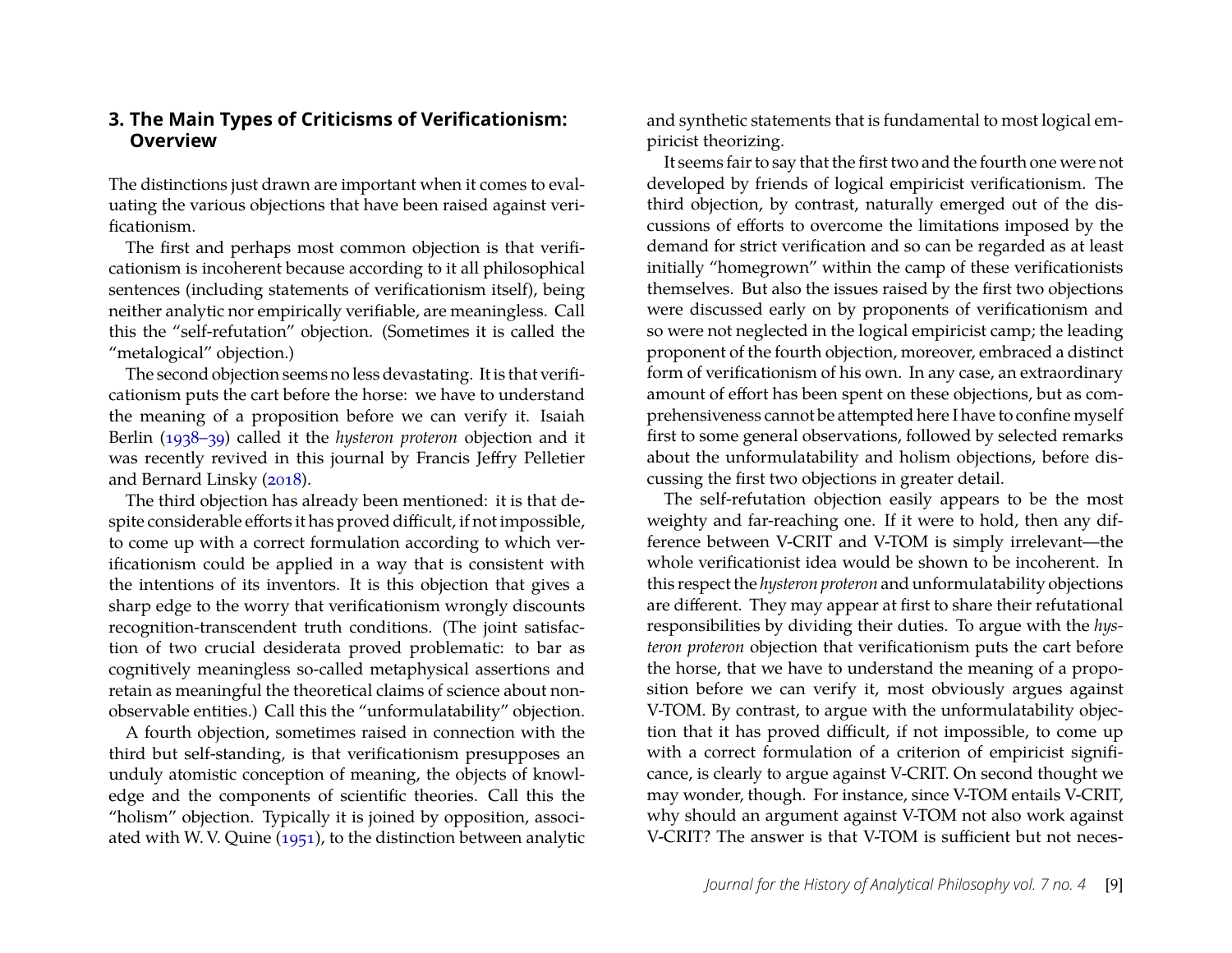## 3. The Main Types of Criticisms of Verificationism: Overview

The distinctions just drawn are important when it comes to evaluating the various objections that have been raised against verificationism.

The first and perhaps most common objection is that verificationism is incoherent because according to it all philosophical sentences (including statements of verificationism itself), being neither analytic nor empirically verifiable, are meaningless. Call this the "self-refutation" objection. (Sometimes it is called the "metalogical" objection.)

The second objection seems no less devastating. It is that verificationism puts the cart before the horse: we have to understand the meaning of a proposition before we can verify it. Isaiah Berlin (1938–39) called it the *hysteron proteron* objection and it was recently revived in this journal by Francis Jeffry Pelletier and Bernard Linsky (2018).

The third objection has already been mentioned: it is that despite considerable efforts it has proved difficult, if not impossible, to come up with a correct formulation according to which verificationism could be applied in a way that is consistent with the intentions of its inventors. It is this objection that gives a sharp edge to the worry that verificationism wrongly discounts recognition-transcendent truth conditions. (The joint satisfaction of two crucial desiderata proved problematic: to bar as cognitively meaningless so-called metaphysical assertions and retain as meaningful the theoretical claims of science about non-observable entities.) Call this the "unformulatability" objection.

A fourth objection, sometimes raised in connection with the third but self-standing, is that verificationism presupposes an unduly atomistic conception of meaning, the objects of knowledge and the components of scientific theories. Call this the "holism" objection. Typically it is joined by opposition, associated with W. V. Quine (1951), to the distinction between analytic and synthetic statements that is fundamental to most logical empiricist theorizing.

It seems fair to say that the first two and the fourth one were not developed by friends of logical empiricist verificationism. The third objection, by contrast, naturally emerged out of the discussions of efforts to overcome the limitations imposed by the demand for strict verification and so can be regarded as at least initially "homegrown" within the camp of these verificationists themselves. But also the issues raised by the first two objections were discussed early on by proponents of verificationism and so were not neglected in the logical empiricist camp; the leading proponent of the fourth objection, moreover, embraced a distinct form of verificationism of his own. In any case, an extraordinary amount of effort has been spent on these objections, but as comprehensiveness cannot be attempted here I have to confine myself first to some general observations, followed by selected remarks about the unformulatability and holism objections, before discussing the first two objections in greater detail.

The self-refutation objection easily appears to be the most weighty and far-reaching one. If it were to hold, then any difference between V-CRIT and V-TOM is simply irrelevant—the whole verificationist idea would be shown to be incoherent. In this respect the *hysteron proteron* and unformulatability objections are different. They may appear at first to share their refutational responsibilities by dividing their duties. To argue with the *hysteron proteron* objection that verificationism puts the cart before the horse, that we have to understand the meaning of a proposition before we can verify it, most obviously argues against V-TOM. By contrast, to argue with the unformulatability objection that it has proved difficult, if not impossible, to come up with a correct formulation of a criterion of empiricist significance, is clearly to argue against V-CRIT. On second thought we may wonder, though. For instance, since V-TOM entails V-CRIT, why should an argument against V-TOM not also work against V-CRIT? The answer is that V-TOM is sufficient but not neces-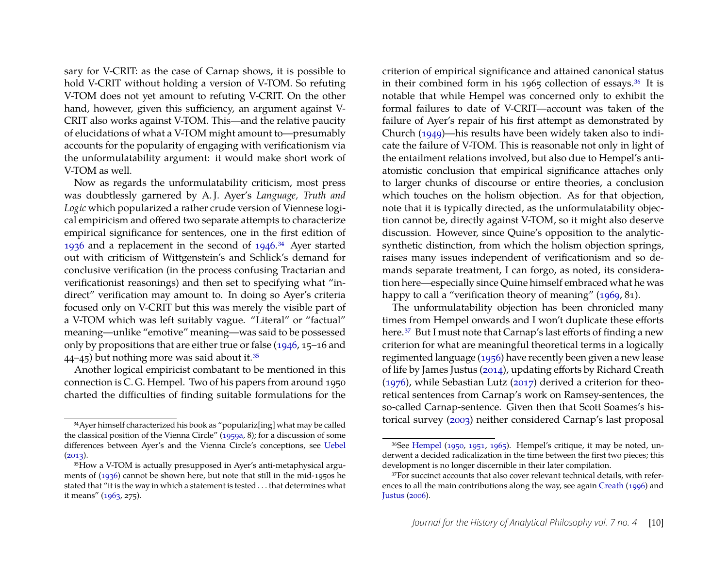sary for V-CRIT: as the case of Carnap shows, it is possible to hold V-CRIT without holding a version of V-TOM. So refuting V-TOM does not yet amount to refuting V-CRIT. On the other hand, however, given this sufficiency, an argument against V-CRIT also works against V-TOM. This—and the relative paucity of elucidations of what a V-TOM might amount to—presumably accounts for the popularity of engaging with verificationism via the unformulatability argument: it would make short work of V-TOM as well.

Now as regards the unformulatability criticism, most press was doubtlessly garnered by A. J. Ayer's *Language, Truth and Logic* which popularized a rather crude version of Viennese logical empiricism and offered two separate attempts to characterize empirical significance for sentences, one in the first edition of 1936 and a replacement in the second of 1946.[34] Ayer started out with criticism of Wittgenstein's and Schlick's demand for conclusive verification (in the process confusing Tractarian and verificationist reasonings) and then set to specifying what "indirect" verification may amount to. In doing so Ayer's criteria focused only on V-CRIT but this was merely the visible part of a V-TOM which was left suitably vague. "Literal" or "factual" meaning—unlike "emotive" meaning—was said to be possessed only by propositions that are either true or false (1946, 15–16 and 44–45) but nothing more was said about it.[35]

Another logical empiricist combatant to be mentioned in this connection is C. G. Hempel. Two of his papers from around 1950 charted the difficulties of finding suitable formulations for the criterion of empirical significance and attained canonical status in their combined form in his 1965 collection of essays.[36] It is notable that while Hempel was concerned only to exhibit the formal failures to date of V-CRIT—account was taken of the failure of Ayer's repair of his first attempt as demonstrated by Church (1949)—his results have been widely taken also to indicate the failure of V-TOM. This is reasonable not only in light of the entailment relations involved, but also due to Hempel's anti-atomistic conclusion that empirical significance attaches only to larger chunks of discourse or entire theories, a conclusion which touches on the holism objection. As for that objection, note that it is typically directed, as the unformulatability objection cannot be, directly against V-TOM, so it might also deserve discussion. However, since Quine's opposition to the analytic-synthetic distinction, from which the holism objection springs, raises many issues independent of verificationism and so demands separate treatment, I can forgo, as noted, its consideration here—especially since Quine himself embraced what he was happy to call a "verification theory of meaning" (1969, 81).

The unformulatability objection has been chronicled many times from Hempel onwards and I won't duplicate these efforts here.[37] But I must note that Carnap's last efforts of finding a new criterion for what are meaningful theoretical terms in a logically regimented language (1956) have recently been given a new lease of life by James Justus (2014), updating efforts by Richard Creath (1976), while Sebastian Lutz (2017) derived a criterion for theoretical sentences from Carnap's work on Ramsey-sentences, the so-called Carnap-sentence. Given then that Scott Soames's historical survey (2003) neither considered Carnap's last proposal

---

[34] Ayer himself characterized his book as "populariz[ing] what may be called the classical position of the Vienna Circle" (1959a, 8); for a discussion of some differences between Ayer's and the Vienna Circle's conceptions, see Uebel (2013).

[35] How a V-TOM is actually presupposed in Ayer's anti-metaphysical arguments of (1936) cannot be shown here, but note that still in the mid-1950s he stated that "it is the way in which a statement is tested . . . that determines what it means" (1963, 275).

[36] See Hempel (1950, 1951, 1965). Hempel's critique, it may be noted, underwent a decided radicalization in the time between the first two pieces; this development is no longer discernible in their later compilation.

[37] For succinct accounts that also cover relevant technical details, with references to all the main contributions along the way, see again Creath (1996) and Justus (2006).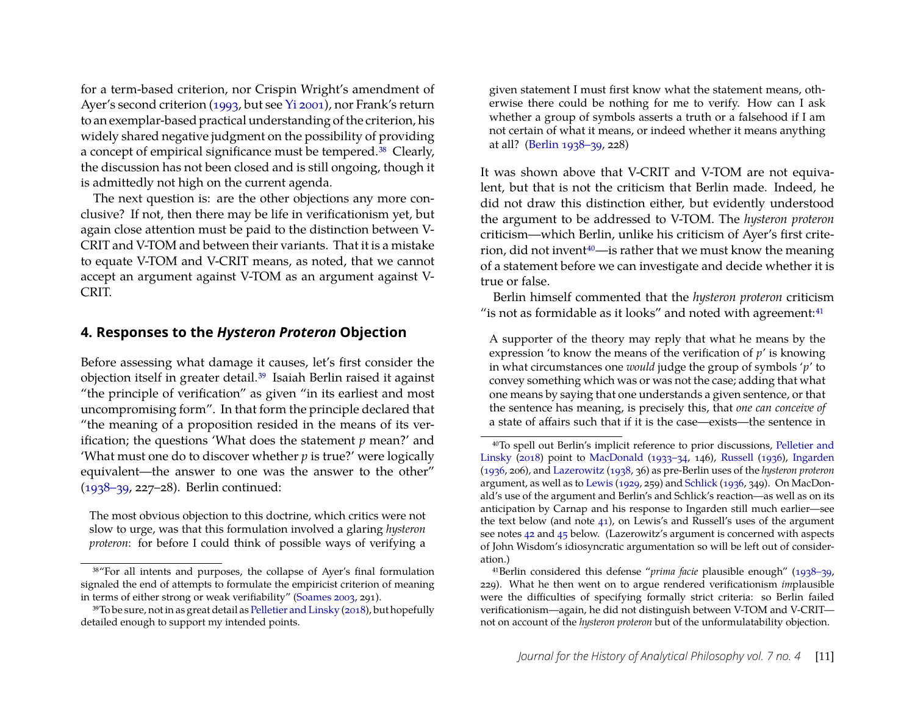for a term-based criterion, nor Crispin Wright's amendment of Ayer's second criterion (1993, but see Yi 2001), nor Frank's return to an exemplar-based practical understanding of the criterion, his widely shared negative judgment on the possibility of providing a concept of empirical significance must be tempered.[38] Clearly, the discussion has not been closed and is still ongoing, though it is admittedly not high on the current agenda.

The next question is: are the other objections any more conclusive? If not, then there may be life in verificationism yet, but again close attention must be paid to the distinction between V-CRIT and V-TOM and between their variants. That it is a mistake to equate V-TOM and V-CRIT means, as noted, that we cannot accept an argument against V-TOM as an argument against V-CRIT.

## 4. Responses to the *Hysteron Proteron* Objection

Before assessing what damage it causes, let's first consider the objection itself in greater detail.[39] Isaiah Berlin raised it against "the principle of verification" as given "in its earliest and most uncompromising form". In that form the principle declared that "the meaning of a proposition resided in the means of its verification; the questions 'What does the statement *p* mean?' and 'What must one do to discover whether *p* is true?' were logically equivalent—the answer to one was the answer to the other" (1938–39, 227–28). Berlin continued:

> The most obvious objection to this doctrine, which critics were not slow to urge, was that this formulation involved a glaring *hysteron proteron*: for before I could think of possible ways of verifying a given statement I must first know what the statement means, otherwise there could be nothing for me to verify. How can I ask whether a group of symbols asserts a truth or a falsehood if I am not certain of what it means, or indeed whether it means anything at all? (Berlin 1938–39, 228)

It was shown above that V-CRIT and V-TOM are not equivalent, but that is not the criticism that Berlin made. Indeed, he did not draw this distinction either, but evidently understood the argument to be addressed to V-TOM. The *hysteron proteron* criticism—which Berlin, unlike his criticism of Ayer's first criterion, did not invent[40]—is rather that we must know the meaning of a statement before we can investigate and decide whether it is true or false.

Berlin himself commented that the *hysteron proteron* criticism "is not as formidable as it looks" and noted with agreement:[41]

> A supporter of the theory may reply that what he means by the expression 'to know the means of the verification of *p*' is knowing in what circumstances one *would* judge the group of symbols '*p*' to convey something which was or was not the case; adding that what one means by saying that one understands a given sentence, or that the sentence has meaning, is precisely this, that *one can conceive of* a state of affairs such that if it is the case—exists—the sentence in

[38] "For all intents and purposes, the collapse of Ayer's final formulation signaled the end of attempts to formulate the empiricist criterion of meaning in terms of either strong or weak verifiability" (Soames 2003, 291).

[39] To be sure, not in as great detail as Pelletier and Linsky (2018), but hopefully detailed enough to support my intended points.

[40] To spell out Berlin's implicit reference to prior discussions, Pelletier and Linsky (2018) point to MacDonald (1933–34, 146), Russell (1936), Ingarden (1936, 206), and Lazerowitz (1938, 36) as pre-Berlin uses of the *hysteron proteron* argument, as well as to Lewis (1929, 259) and Schlick (1936, 349). On MacDonald's use of the argument and Berlin's and Schlick's reaction—as well as on its anticipation by Carnap and his response to Ingarden still much earlier—see the text below (and note 41), on Lewis's and Russell's uses of the argument see notes 42 and 45 below. (Lazerowitz's argument is concerned with aspects of John Wisdom's idiosyncratic argumentation so will be left out of consideration.)

[41] Berlin considered this defense "*prima facie* plausible enough" (1938–39, 229). What he then went on to argue rendered verificationism *im*plausible were the difficulties of specifying formally strict criteria: so Berlin failed verificationism—again, he did not distinguish between V-TOM and V-CRIT—not on account of the *hysteron proteron* but of the unformulatability objection.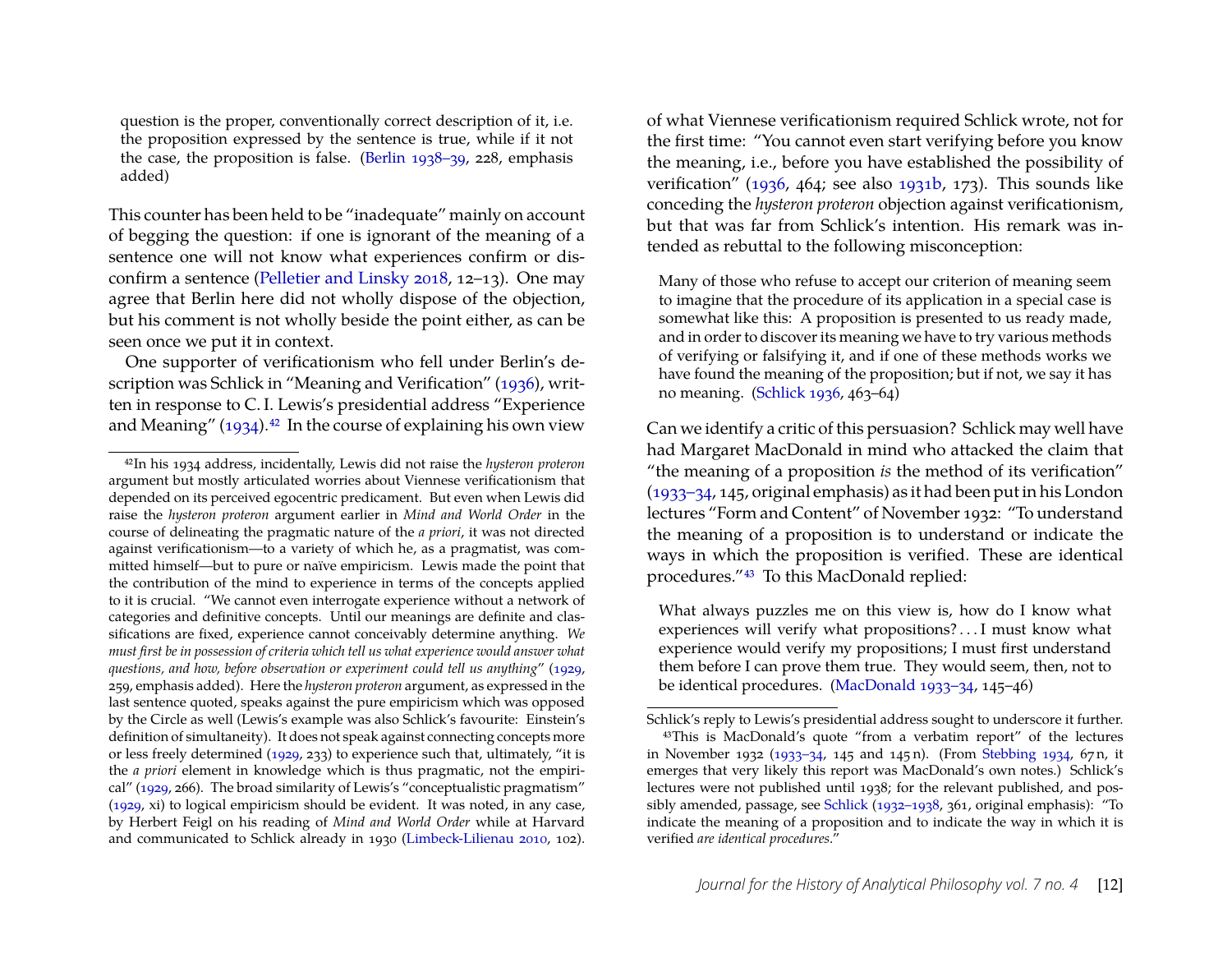question is the proper, conventionally correct description of it, i.e. the proposition expressed by the sentence is true, while if it not the case, the proposition is false. (Berlin 1938–39, 228, emphasis added)

This counter has been held to be "inadequate" mainly on account of begging the question: if one is ignorant of the meaning of a sentence one will not know what experiences confirm or disconfirm a sentence (Pelletier and Linsky 2018, 12–13). One may agree that Berlin here did not wholly dispose of the objection, but his comment is not wholly beside the point either, as can be seen once we put it in context.

One supporter of verificationism who fell under Berlin's description was Schlick in "Meaning and Verification" (1936), written in response to C. I. Lewis's presidential address "Experience and Meaning" (1934).[42] In the course of explaining his own view of what Viennese verificationism required Schlick wrote, not for the first time: "You cannot even start verifying before you know the meaning, i.e., before you have established the possibility of verification" (1936, 464; see also 1931b, 173). This sounds like conceding the *hysteron proteron* objection against verificationism, but that was far from Schlick's intention. His remark was intended as rebuttal to the following misconception:

> Many of those who refuse to accept our criterion of meaning seem to imagine that the procedure of its application in a special case is somewhat like this: A proposition is presented to us ready made, and in order to discover its meaning we have to try various methods of verifying or falsifying it, and if one of these methods works we have found the meaning of the proposition; but if not, we say it has no meaning. (Schlick 1936, 463–64)

Can we identify a critic of this persuasion? Schlick may well have had Margaret MacDonald in mind who attacked the claim that "the meaning of a proposition *is* the method of its verification" (1933–34, 145, original emphasis) as it had been put in his London lectures "Form and Content" of November 1932: "To understand the meaning of a proposition is to understand or indicate the ways in which the proposition is verified. These are identical procedures."[43] To this MacDonald replied:

> What always puzzles me on this view is, how do I know what experiences will verify what propositions? . . . I must know what experience would verify my propositions; I must first understand them before I can prove them true. They would seem, then, not to be identical procedures. (MacDonald 1933–34, 145–46)

---

[42] In his 1934 address, incidentally, Lewis did not raise the *hysteron proteron* argument but mostly articulated worries about Viennese verificationism that depended on its perceived egocentric predicament. But even when Lewis did raise the *hysteron proteron* argument earlier in *Mind and World Order* in the course of delineating the pragmatic nature of the *a priori*, it was not directed against verificationism—to a variety of which he, as a pragmatist, was committed himself—but to pure or naïve empiricism. Lewis made the point that the contribution of the mind to experience in terms of the concepts applied to it is crucial. "We cannot even interrogate experience without a network of categories and definitive concepts. Until our meanings are definite and classifications are fixed, experience cannot conceivably determine anything. *We must first be in possession of criteria which tell us what experience would answer what questions, and how, before observation or experiment could tell us anything*" (1929, 259, emphasis added). Here the *hysteron proteron* argument, as expressed in the last sentence quoted, speaks against the pure empiricism which was opposed by the Circle as well (Lewis's example was also Schlick's favourite: Einstein's definition of simultaneity). It does not speak against connecting concepts more or less freely determined (1929, 233) to experience such that, ultimately, "it is the *a priori* element in knowledge which is thus pragmatic, not the empirical" (1929, 266). The broad similarity of Lewis's "conceptualistic pragmatism" (1929, xi) to logical empiricism should be evident. It was noted, in any case, by Herbert Feigl on his reading of *Mind and World Order* while at Harvard and communicated to Schlick already in 1930 (Limbeck-Lilienau 2010, 102). Schlick's reply to Lewis's presidential address sought to underscore it further.

[43] This is MacDonald's quote "from a verbatim report" of the lectures in November 1932 (1933–34, 145 and 145 n). (From Stebbing 1934, 67 n, it emerges that very likely this report was MacDonald's own notes.) Schlick's lectures were not published until 1938; for the relevant published, and possibly amended, passage, see Schlick (1932–1938, 361, original emphasis): "To indicate the meaning of a proposition and to indicate the way in which it is verified *are identical procedures*."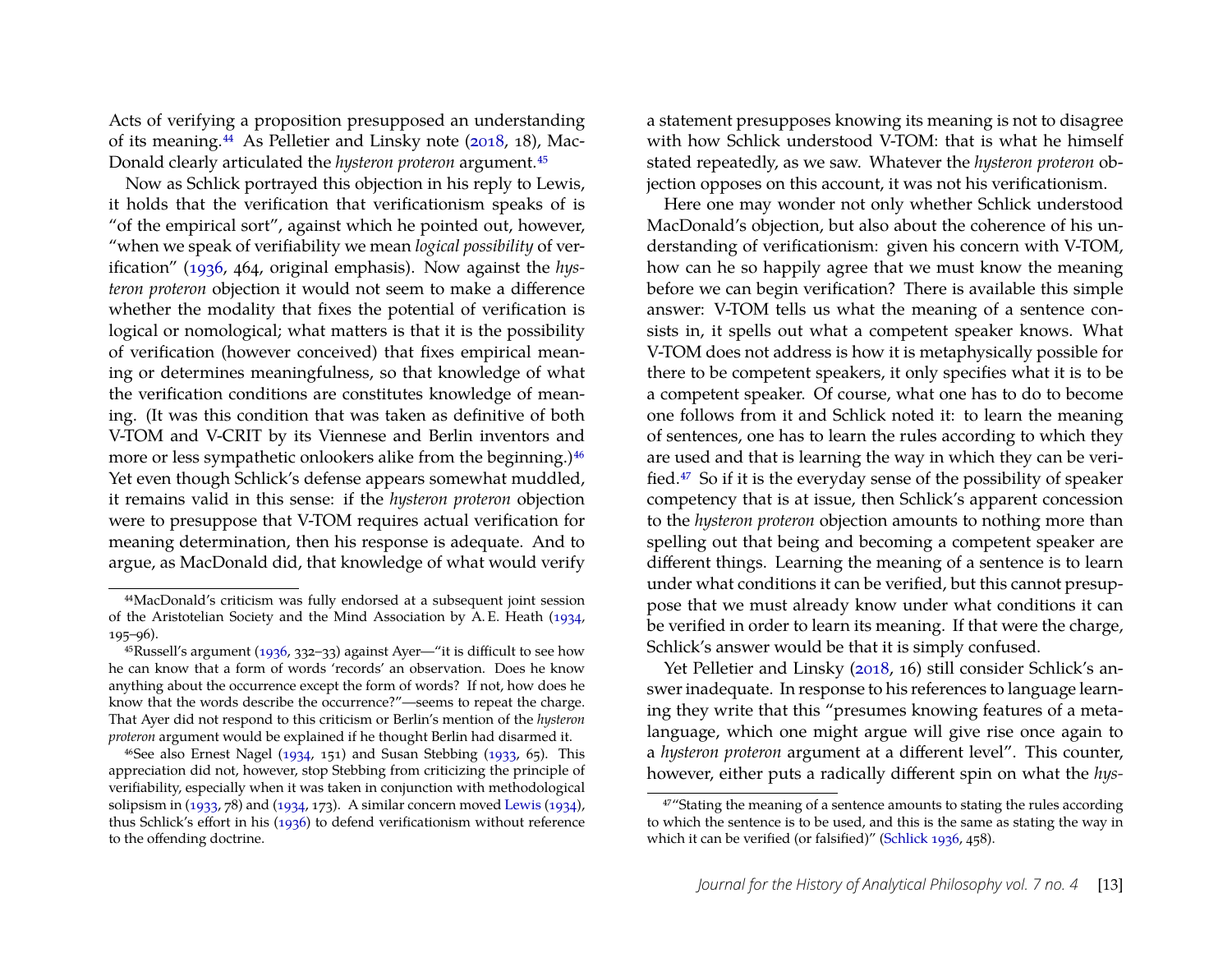Acts of verifying a proposition presupposed an understanding of its meaning.[44] As Pelletier and Linsky note (2018, 18), MacDonald clearly articulated the *hysteron proteron* argument.[45]

Now as Schlick portrayed this objection in his reply to Lewis, it holds that the verification that verificationism speaks of is "of the empirical sort", against which he pointed out, however, "when we speak of verifiability we mean *logical possibility* of verification" (1936, 464, original emphasis). Now against the *hysteron proteron* objection it would not seem to make a difference whether the modality that fixes the potential of verification is logical or nomological; what matters is that it is the possibility of verification (however conceived) that fixes empirical meaning or determines meaningfulness, so that knowledge of what the verification conditions are constitutes knowledge of meaning. (It was this condition that was taken as definitive of both V-TOM and V-CRIT by its Viennese and Berlin inventors and more or less sympathetic onlookers alike from the beginning.)[46] Yet even though Schlick's defense appears somewhat muddled, it remains valid in this sense: if the *hysteron proteron* objection were to presuppose that V-TOM requires actual verification for meaning determination, then his response is adequate. And to argue, as MacDonald did, that knowledge of what would verify a statement presupposes knowing its meaning is not to disagree with how Schlick understood V-TOM: that is what he himself stated repeatedly, as we saw. Whatever the *hysteron proteron* objection opposes on this account, it was not his verificationism.

Here one may wonder not only whether Schlick understood MacDonald's objection, but also about the coherence of his understanding of verificationism: given his concern with V-TOM, how can he so happily agree that we must know the meaning before we can begin verification? There is available this simple answer: V-TOM tells us what the meaning of a sentence consists in, it spells out what a competent speaker knows. What V-TOM does not address is how it is metaphysically possible for there to be competent speakers, it only specifies what it is to be a competent speaker. Of course, what one has to do to become one follows from it and Schlick noted it: to learn the meaning of sentences, one has to learn the rules according to which they are used and that is learning the way in which they can be verified.[47] So if it is the everyday sense of the possibility of speaker competency that is at issue, then Schlick's apparent concession to the *hysteron proteron* objection amounts to nothing more than spelling out that being and becoming a competent speaker are different things. Learning the meaning of a sentence is to learn under what conditions it can be verified, but this cannot presuppose that we must already know under what conditions it can be verified in order to learn its meaning. If that were the charge, Schlick's answer would be that it is simply confused.

Yet Pelletier and Linsky (2018, 16) still consider Schlick's answer inadequate. In response to his references to language learning they write that this "presumes knowing features of a metalanguage, which one might argue will give rise once again to a *hysteron proteron* argument at a different level". This counter, however, either puts a radically different spin on what the *hys-*

---

[44] MacDonald's criticism was fully endorsed at a subsequent joint session of the Aristotelian Society and the Mind Association by A. E. Heath (1934, 195–96).

[45] Russell's argument (1936, 332–33) against Ayer—"it is difficult to see how he can know that a form of words 'records' an observation. Does he know anything about the occurrence except the form of words? If not, how does he know that the words describe the occurrence?"—seems to repeat the charge. That Ayer did not respond to this criticism or Berlin's mention of the *hysteron proteron* argument would be explained if he thought Berlin had disarmed it.

[46] See also Ernest Nagel (1934, 151) and Susan Stebbing (1933, 65). This appreciation did not, however, stop Stebbing from criticizing the principle of verifiability, especially when it was taken in conjunction with methodological solipsism in (1933, 78) and (1934, 173). A similar concern moved Lewis (1934), thus Schlick's effort in his (1936) to defend verificationism without reference to the offending doctrine.

[47] "Stating the meaning of a sentence amounts to stating the rules according to which the sentence is to be used, and this is the same as stating the way in which it can be verified (or falsified)" (Schlick 1936, 458).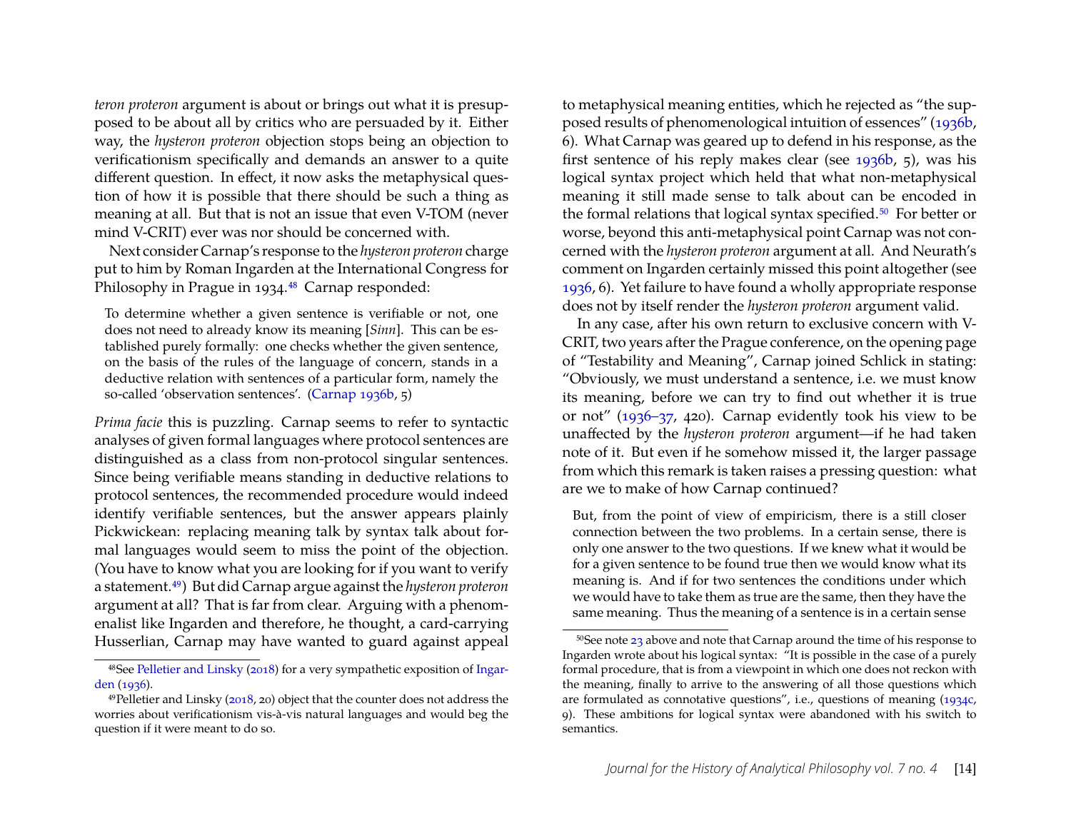*teron proteron* argument is about or brings out what it is presupposed to be about all by critics who are persuaded by it. Either way, the *hysteron proteron* objection stops being an objection to verificationism specifically and demands an answer to a quite different question. In effect, it now asks the metaphysical question of how it is possible that there should be such a thing as meaning at all. But that is not an issue that even V-TOM (never mind V-CRIT) ever was nor should be concerned with.

Next consider Carnap's response to the *hysteron proteron* charge put to him by Roman Ingarden at the International Congress for Philosophy in Prague in 1934.[48] Carnap responded:

> To determine whether a given sentence is verifiable or not, one does not need to already know its meaning [*Sinn*]. This can be established purely formally: one checks whether the given sentence, on the basis of the rules of the language of concern, stands in a deductive relation with sentences of a particular form, namely the so-called 'observation sentences'. (Carnap 1936b, 5)

*Prima facie* this is puzzling. Carnap seems to refer to syntactic analyses of given formal languages where protocol sentences are distinguished as a class from non-protocol singular sentences. Since being verifiable means standing in deductive relations to protocol sentences, the recommended procedure would indeed identify verifiable sentences, but the answer appears plainly Pickwickean: replacing meaning talk by syntax talk about formal languages would seem to miss the point of the objection. (You have to know what you are looking for if you want to verify a statement.[49]) But did Carnap argue against the *hysteron proteron* argument at all? That is far from clear. Arguing with a phenomenalist like Ingarden and therefore, he thought, a card-carrying Husserlian, Carnap may have wanted to guard against appeal to metaphysical meaning entities, which he rejected as "the supposed results of phenomenological intuition of essences" (1936b, 6). What Carnap was geared up to defend in his response, as the first sentence of his reply makes clear (see 1936b, 5), was his logical syntax project which held that what non-metaphysical meaning it still made sense to talk about can be encoded in the formal relations that logical syntax specified.[50] For better or worse, beyond this anti-metaphysical point Carnap was not concerned with the *hysteron proteron* argument at all. And Neurath's comment on Ingarden certainly missed this point altogether (see 1936, 6). Yet failure to have found a wholly appropriate response does not by itself render the *hysteron proteron* argument valid.

In any case, after his own return to exclusive concern with V-CRIT, two years after the Prague conference, on the opening page of "Testability and Meaning", Carnap joined Schlick in stating: "Obviously, we must understand a sentence, i.e. we must know its meaning, before we can try to find out whether it is true or not" (1936–37, 420). Carnap evidently took his view to be unaffected by the *hysteron proteron* argument—if he had taken note of it. But even if he somehow missed it, the larger passage from which this remark is taken raises a pressing question: what are we to make of how Carnap continued?

> But, from the point of view of empiricism, there is a still closer connection between the two problems. In a certain sense, there is only one answer to the two questions. If we knew what it would be for a given sentence to be found true then we would know what its meaning is. And if for two sentences the conditions under which we would have to take them as true are the same, then they have the same meaning. Thus the meaning of a sentence is in a certain sense

---

[48] See Pelletier and Linsky (2018) for a very sympathetic exposition of Ingarden (1936).

[49] Pelletier and Linsky (2018, 20) object that the counter does not address the worries about verificationism vis-à-vis natural languages and would beg the question if it were meant to do so.

[50] See note 23 above and note that Carnap around the time of his response to Ingarden wrote about his logical syntax: "It is possible in the case of a purely formal procedure, that is from a viewpoint in which one does not reckon with the meaning, finally to arrive to the answering of all those questions which are formulated as connotative questions", i.e., questions of meaning (1934c, 9). These ambitions for logical syntax were abandoned with his switch to semantics.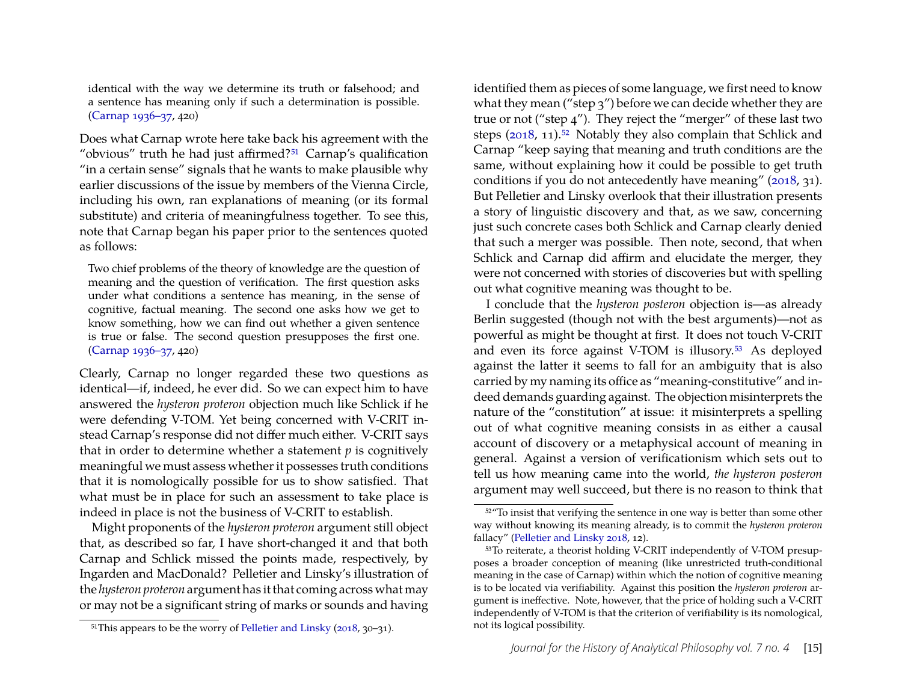> identical with the way we determine its truth or falsehood; and a sentence has meaning only if such a determination is possible. (Carnap 1936–37, 420)

Does what Carnap wrote here take back his agreement with the "obvious" truth he had just affirmed?[51] Carnap's qualification "in a certain sense" signals that he wants to make plausible why earlier discussions of the issue by members of the Vienna Circle, including his own, ran explanations of meaning (or its formal substitute) and criteria of meaningfulness together. To see this, note that Carnap began his paper prior to the sentences quoted as follows:

> Two chief problems of the theory of knowledge are the question of meaning and the question of verification. The first question asks under what conditions a sentence has meaning, in the sense of cognitive, factual meaning. The second one asks how we get to know something, how we can find out whether a given sentence is true or false. The second question presupposes the first one. (Carnap 1936–37, 420)

Clearly, Carnap no longer regarded these two questions as identical—if, indeed, he ever did. So we can expect him to have answered the *hysteron proteron* objection much like Schlick if he were defending V-TOM. Yet being concerned with V-CRIT instead Carnap's response did not differ much either. V-CRIT says that in order to determine whether a statement *p* is cognitively meaningful we must assess whether it possesses truth conditions that it is nomologically possible for us to show satisfied. That what must be in place for such an assessment to take place is indeed in place is not the business of V-CRIT to establish.

Might proponents of the *hysteron proteron* argument still object that, as described so far, I have short-changed it and that both Carnap and Schlick missed the points made, respectively, by Ingarden and MacDonald? Pelletier and Linsky's illustration of the *hysteron proteron* argument has it that coming across what may or may not be a significant string of marks or sounds and having identified them as pieces of some language, we first need to know what they mean ("step 3") before we can decide whether they are true or not ("step 4"). They reject the "merger" of these last two steps (2018, 11).[52] Notably they also complain that Schlick and Carnap "keep saying that meaning and truth conditions are the same, without explaining how it could be possible to get truth conditions if you do not antecedently have meaning" (2018, 31). But Pelletier and Linsky overlook that their illustration presents a story of linguistic discovery and that, as we saw, concerning just such concrete cases both Schlick and Carnap clearly denied that such a merger was possible. Then note, second, that when Schlick and Carnap did affirm and elucidate the merger, they were not concerned with stories of discoveries but with spelling out what cognitive meaning was thought to be.

I conclude that the *hysteron posteron* objection is—as already Berlin suggested (though not with the best arguments)—not as powerful as might be thought at first. It does not touch V-CRIT and even its force against V-TOM is illusory.[53] As deployed against the latter it seems to fall for an ambiguity that is also carried by my naming its office as "meaning-constitutive" and indeed demands guarding against. The objection misinterprets the nature of the "constitution" at issue: it misinterprets a spelling out of what cognitive meaning consists in as either a causal account of discovery or a metaphysical account of meaning in general. Against a version of verificationism which sets out to tell us how meaning came into the world, *the hysteron posteron* argument may well succeed, but there is no reason to think that

---

[51] This appears to be the worry of Pelletier and Linsky (2018, 30–31).

[52] "To insist that verifying the sentence in one way is better than some other way without knowing its meaning already, is to commit the *hysteron proteron* fallacy" (Pelletier and Linsky 2018, 12).

[53] To reiterate, a theorist holding V-CRIT independently of V-TOM presupposes a broader conception of meaning (like unrestricted truth-conditional meaning in the case of Carnap) within which the notion of cognitive meaning is to be located via verifiability. Against this position the *hysteron proteron* argument is ineffective. Note, however, that the price of holding such a V-CRIT independently of V-TOM is that the criterion of verifiability is its nomological, not its logical possibility.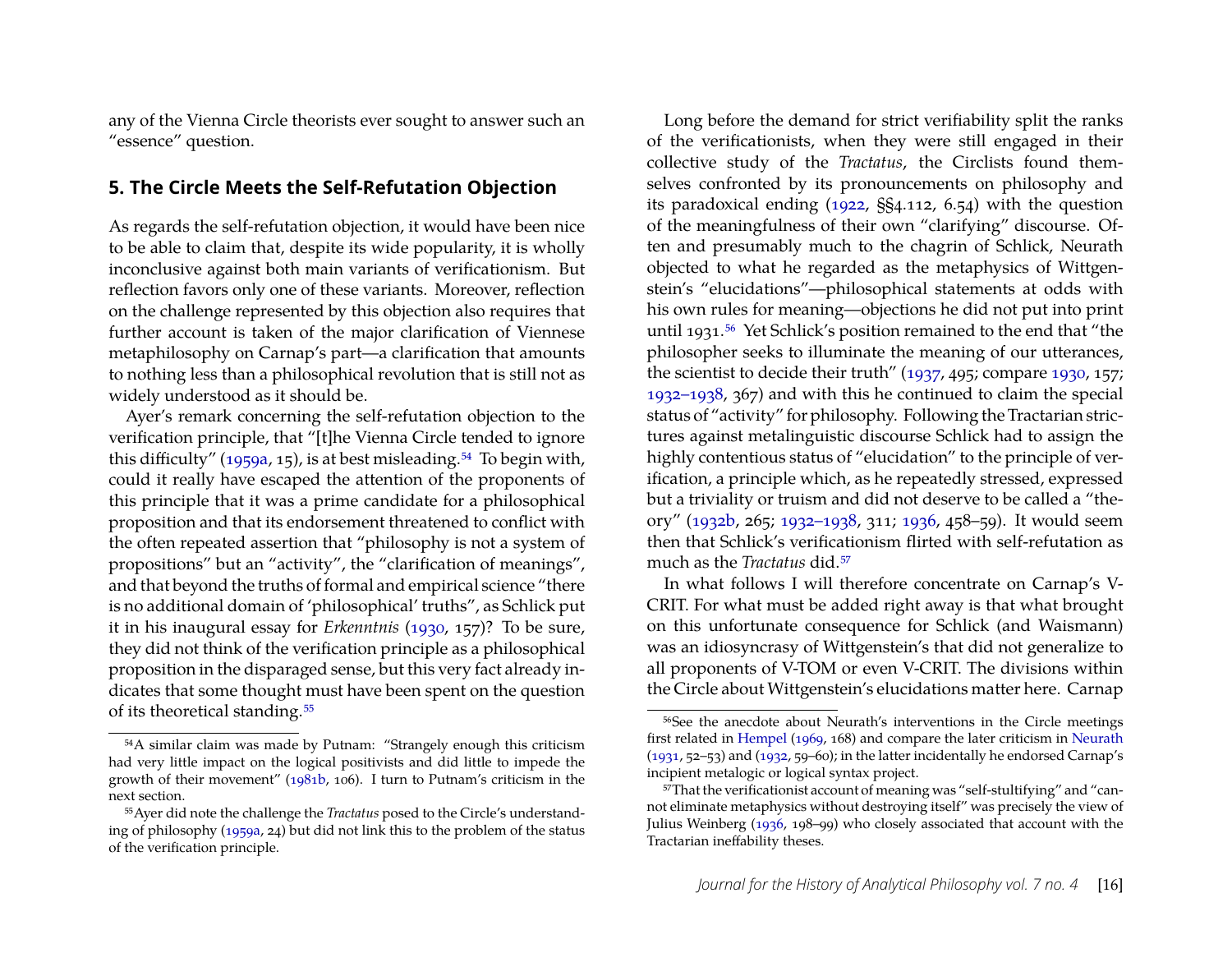any of the Vienna Circle theorists ever sought to answer such an "essence" question.

## 5. The Circle Meets the Self-Refutation Objection

As regards the self-refutation objection, it would have been nice to be able to claim that, despite its wide popularity, it is wholly inconclusive against both main variants of verificationism. But reflection favors only one of these variants. Moreover, reflection on the challenge represented by this objection also requires that further account is taken of the major clarification of Viennese metaphilosophy on Carnap's part—a clarification that amounts to nothing less than a philosophical revolution that is still not as widely understood as it should be.

Ayer's remark concerning the self-refutation objection to the verification principle, that "[t]he Vienna Circle tended to ignore this difficulty" (1959a, 15), is at best misleading.[54] To begin with, could it really have escaped the attention of the proponents of this principle that it was a prime candidate for a philosophical proposition and that its endorsement threatened to conflict with the often repeated assertion that "philosophy is not a system of propositions" but an "activity", the "clarification of meanings", and that beyond the truths of formal and empirical science "there is no additional domain of 'philosophical' truths", as Schlick put it in his inaugural essay for *Erkenntnis* (1930, 157)? To be sure, they did not think of the verification principle as a philosophical proposition in the disparaged sense, but this very fact already indicates that some thought must have been spent on the question of its theoretical standing.[55]

Long before the demand for strict verifiability split the ranks of the verificationists, when they were still engaged in their collective study of the *Tractatus*, the Circlists found themselves confronted by its pronouncements on philosophy and its paradoxical ending (1922, §§4.112, 6.54) with the question of the meaningfulness of their own "clarifying" discourse. Often and presumably much to the chagrin of Schlick, Neurath objected to what he regarded as the metaphysics of Wittgenstein's "elucidations"—philosophical statements at odds with his own rules for meaning—objections he did not put into print until 1931.[56] Yet Schlick's position remained to the end that "the philosopher seeks to illuminate the meaning of our utterances, the scientist to decide their truth" (1937, 495; compare 1930, 157; 1932–1938, 367) and with this he continued to claim the special status of "activity" for philosophy. Following the Tractarian strictures against metalinguistic discourse Schlick had to assign the highly contentious status of "elucidation" to the principle of verification, a principle which, as he repeatedly stressed, expressed but a triviality or truism and did not deserve to be called a "theory" (1932b, 265; 1932–1938, 311; 1936, 458–59). It would seem then that Schlick's verificationism flirted with self-refutation as much as the *Tractatus* did.[57]

In what follows I will therefore concentrate on Carnap's V-CRIT. For what must be added right away is that what brought on this unfortunate consequence for Schlick (and Waismann) was an idiosyncrasy of Wittgenstein's that did not generalize to all proponents of V-TOM or even V-CRIT. The divisions within the Circle about Wittgenstein's elucidations matter here. Carnap

---

[54] A similar claim was made by Putnam: "Strangely enough this criticism had very little impact on the logical positivists and did little to impede the growth of their movement" (1981b, 106). I turn to Putnam's criticism in the next section.

[55] Ayer did note the challenge the *Tractatus* posed to the Circle's understanding of philosophy (1959a, 24) but did not link this to the problem of the status of the verification principle.

[56] See the anecdote about Neurath's interventions in the Circle meetings first related in Hempel (1969, 168) and compare the later criticism in Neurath (1931, 52–53) and (1932, 59–60); in the latter incidentally he endorsed Carnap's incipient metalogic or logical syntax project.

[57] That the verificationist account of meaning was "self-stultifying" and "cannot eliminate metaphysics without destroying itself" was precisely the view of Julius Weinberg (1936, 198–99) who closely associated that account with the Tractarian ineffability theses.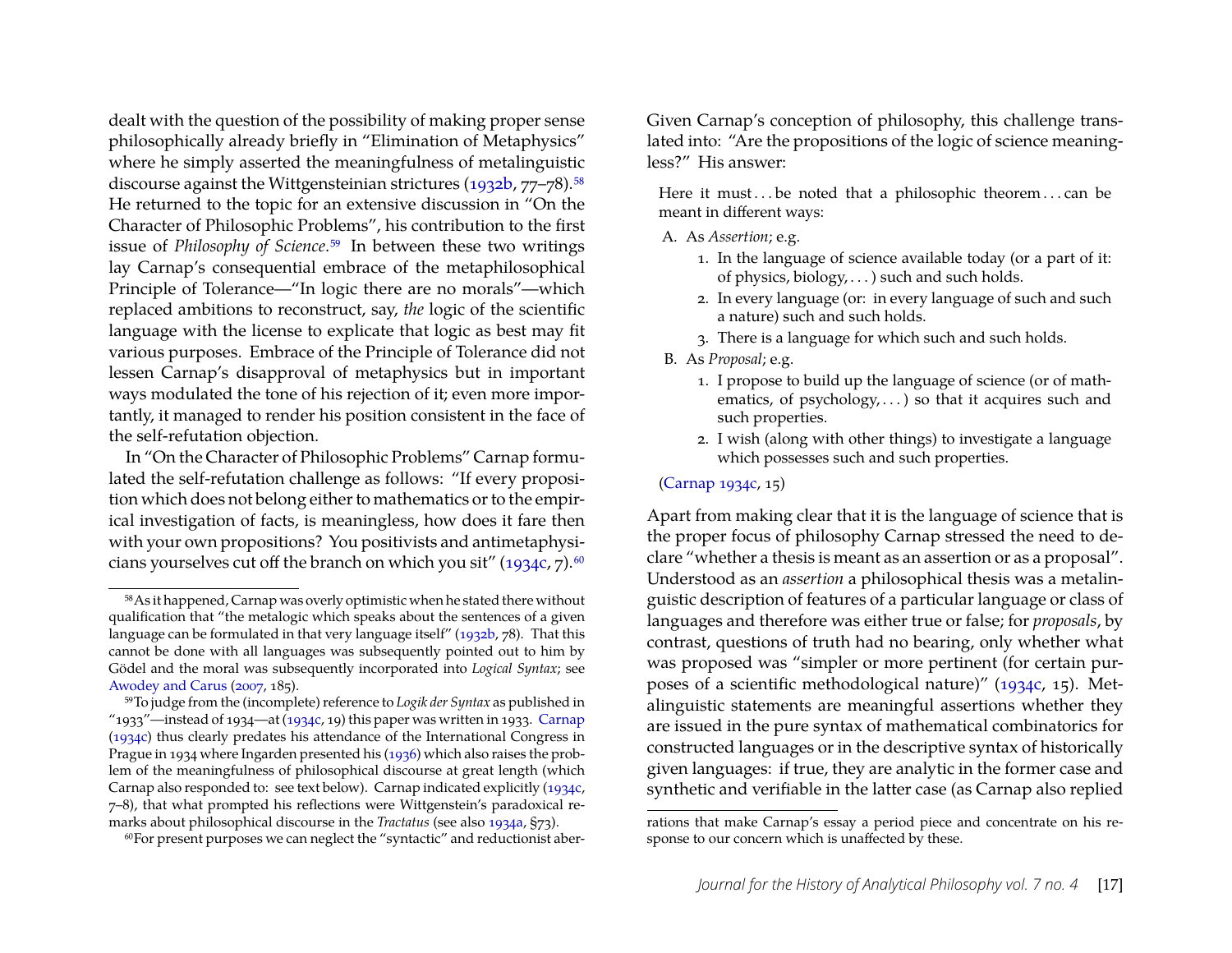dealt with the question of the possibility of making proper sense philosophically already briefly in "Elimination of Metaphysics" where he simply asserted the meaningfulness of metalinguistic discourse against the Wittgensteinian strictures (1932b, 77–78).[58] He returned to the topic for an extensive discussion in "On the Character of Philosophic Problems", his contribution to the first issue of *Philosophy of Science*.[59] In between these two writings lay Carnap's consequential embrace of the metaphilosophical Principle of Tolerance—"In logic there are no morals"—which replaced ambitions to reconstruct, say, *the* logic of the scientific language with the license to explicate that logic as best may fit various purposes. Embrace of the Principle of Tolerance did not lessen Carnap's disapproval of metaphysics but in important ways modulated the tone of his rejection of it; even more importantly, it managed to render his position consistent in the face of the self-refutation objection.

In "On the Character of Philosophic Problems" Carnap formulated the self-refutation challenge as follows: "If every proposition which does not belong either to mathematics or to the empirical investigation of facts, is meaningless, how does it fare then with your own propositions? You positivists and antimetaphysicians yourselves cut off the branch on which you sit" (1934c, 7).[60] Given Carnap's conception of philosophy, this challenge translated into: "Are the propositions of the logic of science meaningless?" His answer:

> Here it must . . . be noted that a philosophic theorem . . . can be meant in different ways:
>
> A. As *Assertion*; e.g.
>
> 1. In the language of science available today (or a part of it: of physics, biology, . . . ) such and such holds.
> 2. In every language (or: in every language of such and such a nature) such and such holds.
> 3. There is a language for which such and such holds.
>
> B. As *Proposal*; e.g.
>
> 1. I propose to build up the language of science (or of mathematics, of psychology, . . . ) so that it acquires such and such properties.
> 2. I wish (along with other things) to investigate a language which possesses such and such properties.
>
> (Carnap 1934c, 15)

Apart from making clear that it is the language of science that is the proper focus of philosophy Carnap stressed the need to declare "whether a thesis is meant as an assertion or as a proposal". Understood as an *assertion* a philosophical thesis was a metalinguistic description of features of a particular language or class of languages and therefore was either true or false; for *proposals*, by contrast, questions of truth had no bearing, only whether what was proposed was "simpler or more pertinent (for certain purposes of a scientific methodological nature)" (1934c, 15). Metalinguistic statements are meaningful assertions whether they are issued in the pure syntax of mathematical combinatorics for constructed languages or in the descriptive syntax of historically given languages: if true, they are analytic in the former case and synthetic and verifiable in the latter case (as Carnap also replied

---

[58] As it happened, Carnap was overly optimistic when he stated there without qualification that "the metalogic which speaks about the sentences of a given language can be formulated in that very language itself" (1932b, 78). That this cannot be done with all languages was subsequently pointed out to him by Gödel and the moral was subsequently incorporated into *Logical Syntax*; see Awodey and Carus (2007, 185).

[59] To judge from the (incomplete) reference to *Logik der Syntax* as published in "1933"—instead of 1934—at (1934c, 19) this paper was written in 1933. Carnap (1934c) thus clearly predates his attendance of the International Congress in Prague in 1934 where Ingarden presented his (1936) which also raises the problem of the meaningfulness of philosophical discourse at great length (which Carnap also responded to: see text below). Carnap indicated explicitly (1934c, 7–8), that what prompted his reflections were Wittgenstein's paradoxical remarks about philosophical discourse in the *Tractatus* (see also 1934a, §73).

[60] For present purposes we can neglect the "syntactic" and reductionist aberrations that make Carnap's essay a period piece and concentrate on his response to our concern which is unaffected by these.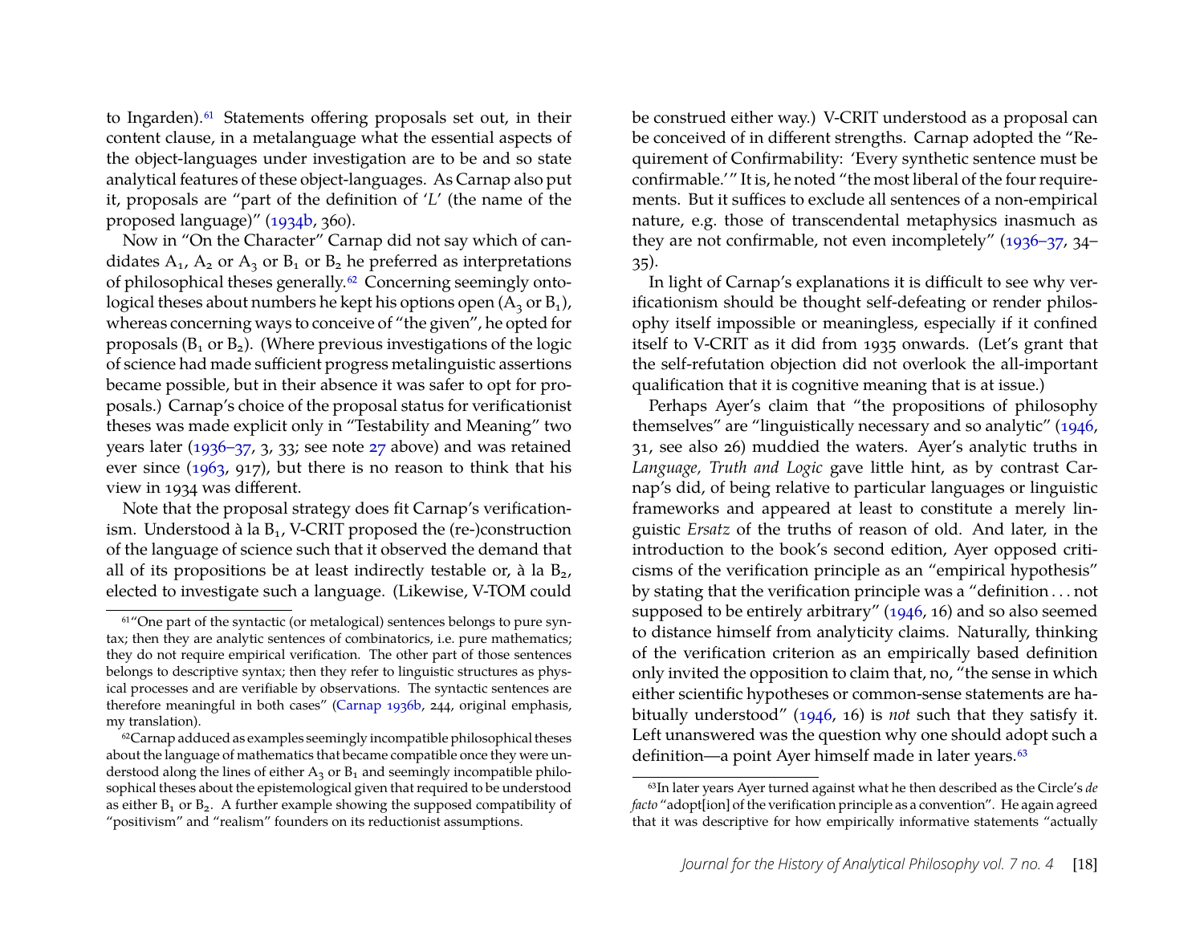to Ingarden).[61] Statements offering proposals set out, in their content clause, in a metalanguage what the essential aspects of the object-languages under investigation are to be and so state analytical features of these object-languages. As Carnap also put it, proposals are "part of the definition of '*L*' (the name of the proposed language)" (1934b, 360).

Now in "On the Character" Carnap did not say which of candidates $A_1$, $A_2$ or $A_3$ or $B_1$ or $B_2$ he preferred as interpretations of philosophical theses generally.[62] Concerning seemingly ontological theses about numbers he kept his options open ($A_3$ or $B_1$), whereas concerning ways to conceive of "the given", he opted for proposals ($B_1$ or $B_2$). (Where previous investigations of the logic of science had made sufficient progress metalinguistic assertions became possible, but in their absence it was safer to opt for proposals.) Carnap's choice of the proposal status for verificationist theses was made explicit only in "Testability and Meaning" two years later (1936–37, 3, 33; see note 27 above) and was retained ever since (1963, 917), but there is no reason to think that his view in 1934 was different.

Note that the proposal strategy does fit Carnap's verificationism. Understood à la $B_1$, V-CRIT proposed the (re-)construction of the language of science such that it observed the demand that all of its propositions be at least indirectly testable or, à la $B_2$, elected to investigate such a language. (Likewise, V-TOM could be construed either way.) V-CRIT understood as a proposal can be conceived of in different strengths. Carnap adopted the "Requirement of Confirmability: 'Every synthetic sentence must be confirmable.'" It is, he noted "the most liberal of the four requirements. But it suffices to exclude all sentences of a non-empirical nature, e.g. those of transcendental metaphysics inasmuch as they are not confirmable, not even incompletely" (1936–37, 34–35).

In light of Carnap's explanations it is difficult to see why verificationism should be thought self-defeating or render philosophy itself impossible or meaningless, especially if it confined itself to V-CRIT as it did from 1935 onwards. (Let's grant that the self-refutation objection did not overlook the all-important qualification that it is cognitive meaning that is at issue.)

Perhaps Ayer's claim that "the propositions of philosophy themselves" are "linguistically necessary and so analytic" (1946, 31, see also 26) muddied the waters. Ayer's analytic truths in *Language, Truth and Logic* gave little hint, as by contrast Carnap's did, of being relative to particular languages or linguistic frameworks and appeared at least to constitute a merely linguistic *Ersatz* of the truths of reason of old. And later, in the introduction to the book's second edition, Ayer opposed criticisms of the verification principle as an "empirical hypothesis" by stating that the verification principle was a "definition . . . not supposed to be entirely arbitrary" (1946, 16) and so also seemed to distance himself from analyticity claims. Naturally, thinking of the verification criterion as an empirically based definition only invited the opposition to claim that, no, "the sense in which either scientific hypotheses or common-sense statements are habitually understood" (1946, 16) is *not* such that they satisfy it. Left unanswered was the question why one should adopt such a definition—a point Ayer himself made in later years.[63]

---

[61] "One part of the syntactic (or metalogical) sentences belongs to pure syntax; then they are analytic sentences of combinatorics, i.e. pure mathematics; they do not require empirical verification. The other part of those sentences belongs to descriptive syntax; then they refer to linguistic structures as physical processes and are verifiable by observations. The syntactic sentences are therefore meaningful in both cases" (Carnap 1936b, 244, original emphasis, my translation).

[62] Carnap adduced as examples seemingly incompatible philosophical theses about the language of mathematics that became compatible once they were understood along the lines of either $A_3$ or $B_1$ and seemingly incompatible philosophical theses about the epistemological given that required to be understood as either $B_1$ or $B_2$. A further example showing the supposed compatibility of "positivism" and "realism" founders on its reductionist assumptions.

[63] In later years Ayer turned against what he then described as the Circle's *de facto* "adopt[ion] of the verification principle as a convention". He again agreed that it was descriptive for how empirically informative statements "actually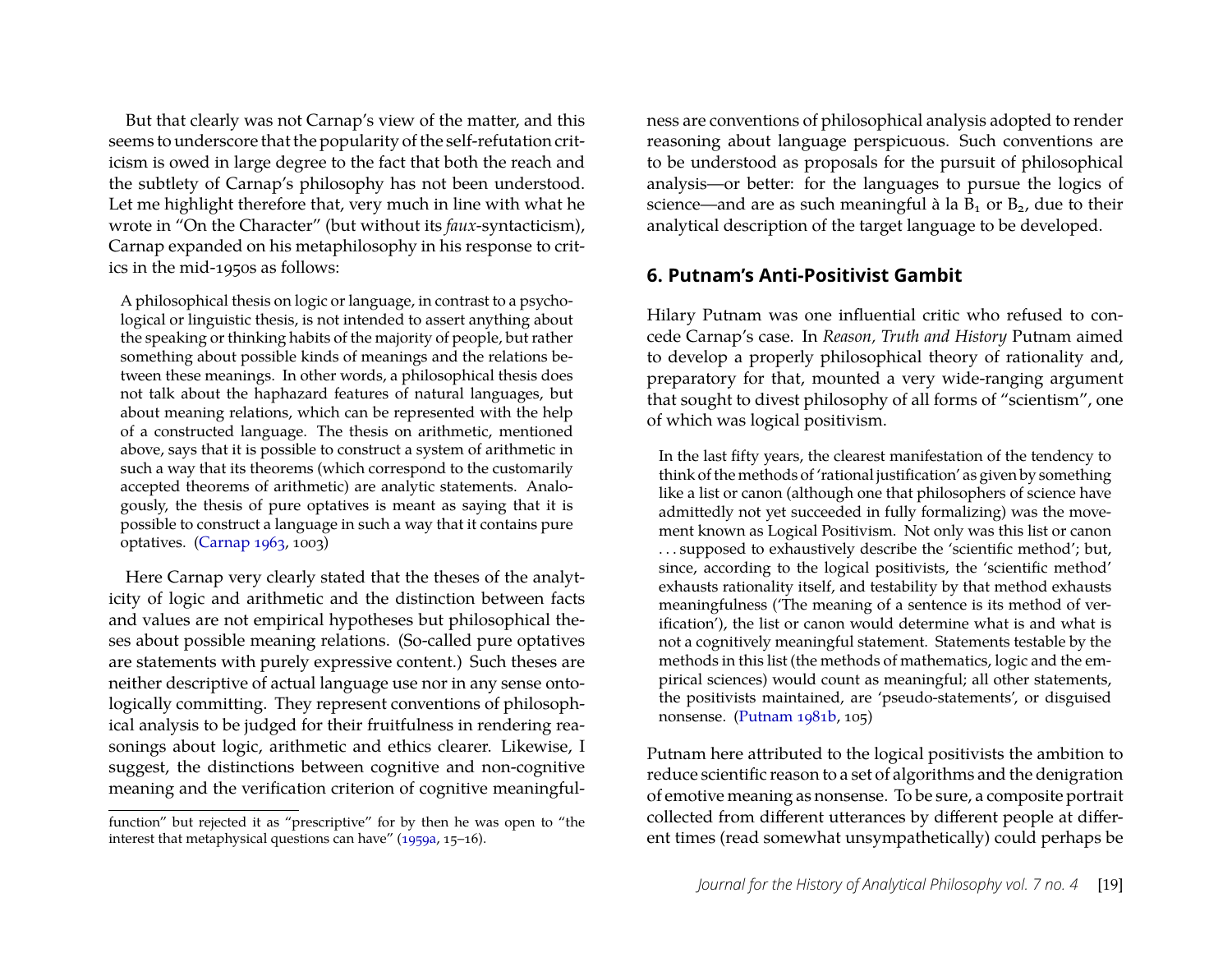But that clearly was not Carnap's view of the matter, and this seems to underscore that the popularity of the self-refutation criticism is owed in large degree to the fact that both the reach and the subtlety of Carnap's philosophy has not been understood. Let me highlight therefore that, very much in line with what he wrote in "On the Character" (but without its *faux*-syntacticism), Carnap expanded on his metaphilosophy in his response to critics in the mid-1950s as follows:

> A philosophical thesis on logic or language, in contrast to a psychological or linguistic thesis, is not intended to assert anything about the speaking or thinking habits of the majority of people, but rather something about possible kinds of meanings and the relations between these meanings. In other words, a philosophical thesis does not talk about the haphazard features of natural languages, but about meaning relations, which can be represented with the help of a constructed language. The thesis on arithmetic, mentioned above, says that it is possible to construct a system of arithmetic in such a way that its theorems (which correspond to the customarily accepted theorems of arithmetic) are analytic statements. Analogously, the thesis of pure optatives is meant as saying that it is possible to construct a language in such a way that it contains pure optatives. (Carnap 1963, 1003)

Here Carnap very clearly stated that the theses of the analyticity of logic and arithmetic and the distinction between facts and values are not empirical hypotheses but philosophical theses about possible meaning relations. (So-called pure optatives are statements with purely expressive content.) Such theses are neither descriptive of actual language use nor in any sense ontologically committing. They represent conventions of philosophical analysis to be judged for their fruitfulness in rendering reasonings about logic, arithmetic and ethics clearer. Likewise, I suggest, the distinctions between cognitive and non-cognitive meaning and the verification criterion of cognitive meaningfulness are conventions of philosophical analysis adopted to render reasoning about language perspicuous. Such conventions are to be understood as proposals for the pursuit of philosophical analysis—or better: for the languages to pursue the logics of science—and are as such meaningful à la $B_1$ or $B_2$, due to their analytical description of the target language to be developed.

function" but rejected it as "prescriptive" for by then he was open to "the interest that metaphysical questions can have" (1959a, 15–16).

## 6. Putnam's Anti-Positivist Gambit

Hilary Putnam was one influential critic who refused to concede Carnap's case. In *Reason, Truth and History* Putnam aimed to develop a properly philosophical theory of rationality and, preparatory for that, mounted a very wide-ranging argument that sought to divest philosophy of all forms of "scientism", one of which was logical positivism.

> In the last fifty years, the clearest manifestation of the tendency to think of the methods of 'rational justification' as given by something like a list or canon (although one that philosophers of science have admittedly not yet succeeded in fully formalizing) was the movement known as Logical Positivism. Not only was this list or canon . . . supposed to exhaustively describe the 'scientific method'; but, since, according to the logical positivists, the 'scientific method' exhausts rationality itself, and testability by that method exhausts meaningfulness ('The meaning of a sentence is its method of verification'), the list or canon would determine what is and what is not a cognitively meaningful statement. Statements testable by the methods in this list (the methods of mathematics, logic and the empirical sciences) would count as meaningful; all other statements, the positivists maintained, are 'pseudo-statements', or disguised nonsense. (Putnam 1981b, 105)

Putnam here attributed to the logical positivists the ambition to reduce scientific reason to a set of algorithms and the denigration of emotive meaning as nonsense. To be sure, a composite portrait collected from different utterances by different people at different times (read somewhat unsympathetically) could perhaps be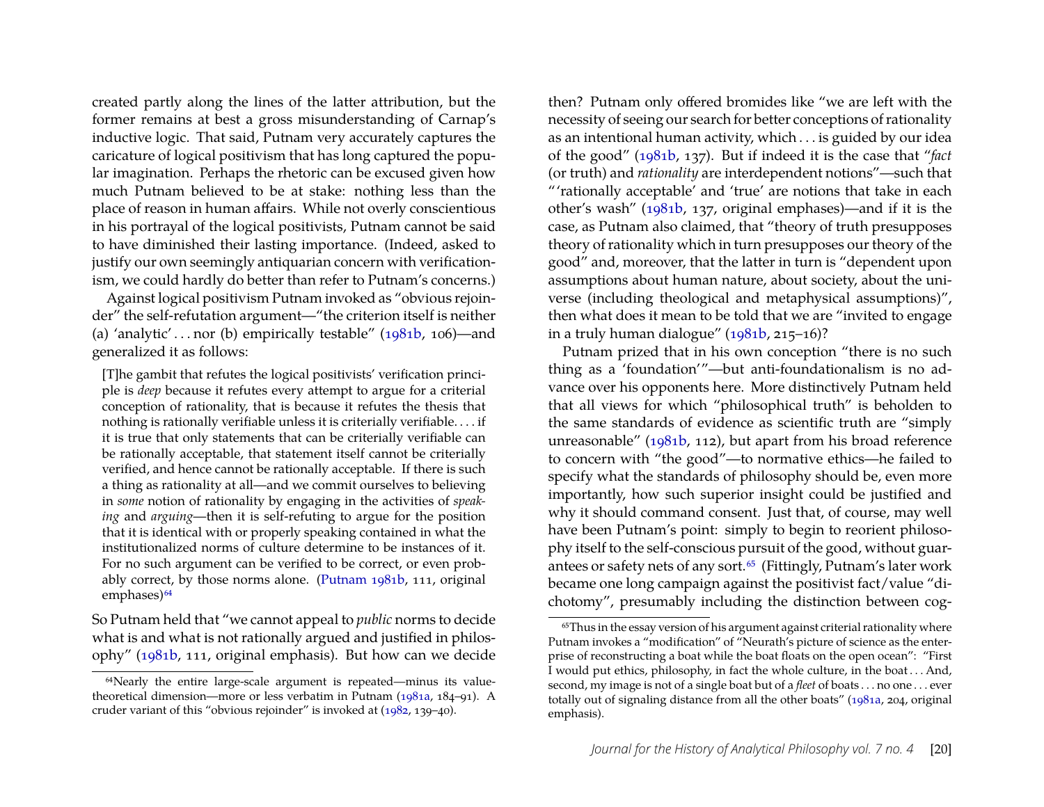created partly along the lines of the latter attribution, but the former remains at best a gross misunderstanding of Carnap's inductive logic. That said, Putnam very accurately captures the caricature of logical positivism that has long captured the popular imagination. Perhaps the rhetoric can be excused given how much Putnam believed to be at stake: nothing less than the place of reason in human affairs. While not overly conscientious in his portrayal of the logical positivists, Putnam cannot be said to have diminished their lasting importance. (Indeed, asked to justify our own seemingly antiquarian concern with verificationism, we could hardly do better than refer to Putnam's concerns.)

Against logical positivism Putnam invoked as "obvious rejoinder" the self-refutation argument—"the criterion itself is neither (a) 'analytic' . . . nor (b) empirically testable" (1981b, 106)—and generalized it as follows:

> [T]he gambit that refutes the logical positivists' verification principle is *deep* because it refutes every attempt to argue for a criterial conception of rationality, that is because it refutes the thesis that nothing is rationally verifiable unless it is criterially verifiable. . . . if it is true that only statements that can be criterially verifiable can be rationally acceptable, that statement itself cannot be criterially verified, and hence cannot be rationally acceptable. If there is such a thing as rationality at all—and we commit ourselves to believing in *some* notion of rationality by engaging in the activities of *speaking* and *arguing*—then it is self-refuting to argue for the position that it is identical with or properly speaking contained in what the institutionalized norms of culture determine to be instances of it. For no such argument can be verified to be correct, or even probably correct, by those norms alone. (Putnam 1981b, 111, original emphases)[64]

So Putnam held that "we cannot appeal to *public* norms to decide what is and what is not rationally argued and justified in philosophy" (1981b, 111, original emphasis). But how can we decide then? Putnam only offered bromides like "we are left with the necessity of seeing our search for better conceptions of rationality as an intentional human activity, which . . . is guided by our idea of the good" (1981b, 137). But if indeed it is the case that "*fact* (or truth) and *rationality* are interdependent notions"—such that "'rationally acceptable' and 'true' are notions that take in each other's wash" (1981b, 137, original emphases)—and if it is the case, as Putnam also claimed, that "theory of truth presupposes theory of rationality which in turn presupposes our theory of the good" and, moreover, that the latter in turn is "dependent upon assumptions about human nature, about society, about the universe (including theological and metaphysical assumptions)", then what does it mean to be told that we are "invited to engage in a truly human dialogue" (1981b, 215–16)?

Putnam prized that in his own conception "there is no such thing as a 'foundation'"—but anti-foundationalism is no advance over his opponents here. More distinctively Putnam held that all views for which "philosophical truth" is beholden to the same standards of evidence as scientific truth are "simply unreasonable" (1981b, 112), but apart from his broad reference to concern with "the good"—to normative ethics—he failed to specify what the standards of philosophy should be, even more importantly, how such superior insight could be justified and why it should command consent. Just that, of course, may well have been Putnam's point: simply to begin to reorient philosophy itself to the self-conscious pursuit of the good, without guarantees or safety nets of any sort.[65] (Fittingly, Putnam's later work became one long campaign against the positivist fact/value "dichotomy", presumably including the distinction between cog-

---

[64] Nearly the entire large-scale argument is repeated—minus its value-theoretical dimension—more or less verbatim in Putnam (1981a, 184–91). A cruder variant of this "obvious rejoinder" is invoked at (1982, 139–40).

[65] Thus in the essay version of his argument against criterial rationality where Putnam invokes a "modification" of "Neurath's picture of science as the enterprise of reconstructing a boat while the boat floats on the open ocean": "First I would put ethics, philosophy, in fact the whole culture, in the boat . . . And, second, my image is not of a single boat but of a *fleet* of boats . . . no one . . . ever totally out of signaling distance from all the other boats" (1981a, 204, original emphasis).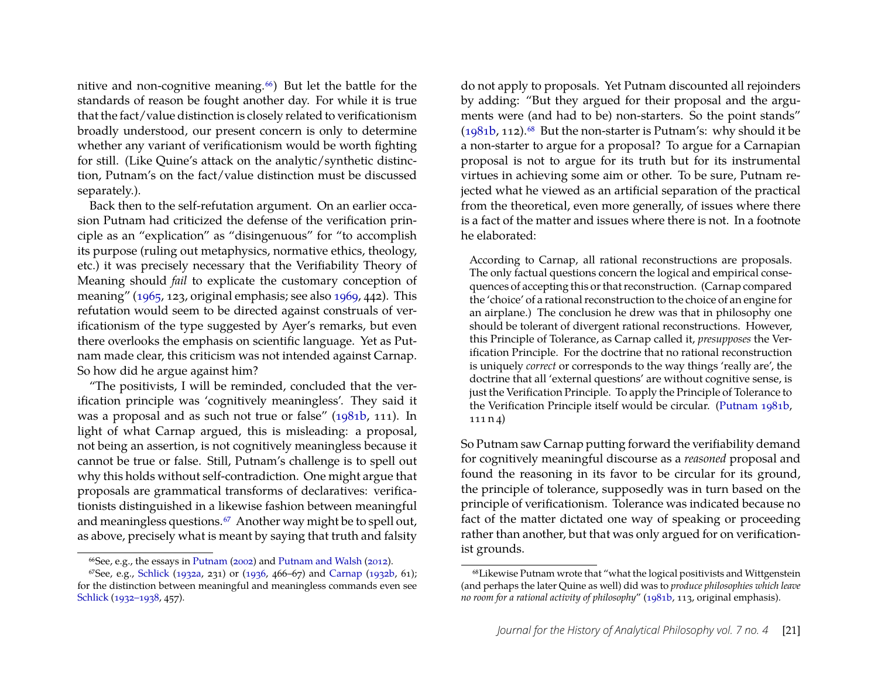nitive and non-cognitive meaning.[66]) But let the battle for the standards of reason be fought another day. For while it is true that the fact/value distinction is closely related to verificationism broadly understood, our present concern is only to determine whether any variant of verificationism would be worth fighting for still. (Like Quine's attack on the analytic/synthetic distinction, Putnam's on the fact/value distinction must be discussed separately.).

Back then to the self-refutation argument. On an earlier occasion Putnam had criticized the defense of the verification principle as an "explication" as "disingenuous" for "to accomplish its purpose (ruling out metaphysics, normative ethics, theology, etc.) it was precisely necessary that the Verifiability Theory of Meaning should *fail* to explicate the customary conception of meaning" (1965, 123, original emphasis; see also 1969, 442). This refutation would seem to be directed against construals of verificationism of the type suggested by Ayer's remarks, but even there overlooks the emphasis on scientific language. Yet as Putnam made clear, this criticism was not intended against Carnap. So how did he argue against him?

"The positivists, I will be reminded, concluded that the verification principle was 'cognitively meaningless'. They said it was a proposal and as such not true or false" (1981b, 111). In light of what Carnap argued, this is misleading: a proposal, not being an assertion, is not cognitively meaningless because it cannot be true or false. Still, Putnam's challenge is to spell out why this holds without self-contradiction. One might argue that proposals are grammatical transforms of declaratives: verificationists distinguished in a likewise fashion between meaningful and meaningless questions.[67] Another way might be to spell out, as above, precisely what is meant by saying that truth and falsity do not apply to proposals. Yet Putnam discounted all rejoinders by adding: "But they argued for their proposal and the arguments were (and had to be) non-starters. So the point stands" (1981b, 112).[68] But the non-starter is Putnam's: why should it be a non-starter to argue for a proposal? To argue for a Carnapian proposal is not to argue for its truth but for its instrumental virtues in achieving some aim or other. To be sure, Putnam rejected what he viewed as an artificial separation of the practical from the theoretical, even more generally, of issues where there is a fact of the matter and issues where there is not. In a footnote he elaborated:

> According to Carnap, all rational reconstructions are proposals. The only factual questions concern the logical and empirical consequences of accepting this or that reconstruction. (Carnap compared the 'choice' of a rational reconstruction to the choice of an engine for an airplane.) The conclusion he drew was that in philosophy one should be tolerant of divergent rational reconstructions. However, this Principle of Tolerance, as Carnap called it, *presupposes* the Verification Principle. For the doctrine that no rational reconstruction is uniquely *correct* or corresponds to the way things 'really are', the doctrine that all 'external questions' are without cognitive sense, is just the Verification Principle. To apply the Principle of Tolerance to the Verification Principle itself would be circular. (Putnam 1981b, 111 n 4)

So Putnam saw Carnap putting forward the verifiability demand for cognitively meaningful discourse as a *reasoned* proposal and found the reasoning in its favor to be circular for its ground, the principle of tolerance, supposedly was in turn based on the principle of verificationism. Tolerance was indicated because no fact of the matter dictated one way of speaking or proceeding rather than another, but that was only argued for on verificationist grounds.

---

[66] See, e.g., the essays in Putnam (2002) and Putnam and Walsh (2012).

[67] See, e.g., Schlick (1932a, 231) or (1936, 466–67) and Carnap (1932b, 61); for the distinction between meaningful and meaningless commands even see Schlick (1932–1938, 457).

[68] Likewise Putnam wrote that "what the logical positivists and Wittgenstein (and perhaps the later Quine as well) did was to *produce philosophies which leave no room for a rational activity of philosophy*" (1981b, 113, original emphasis).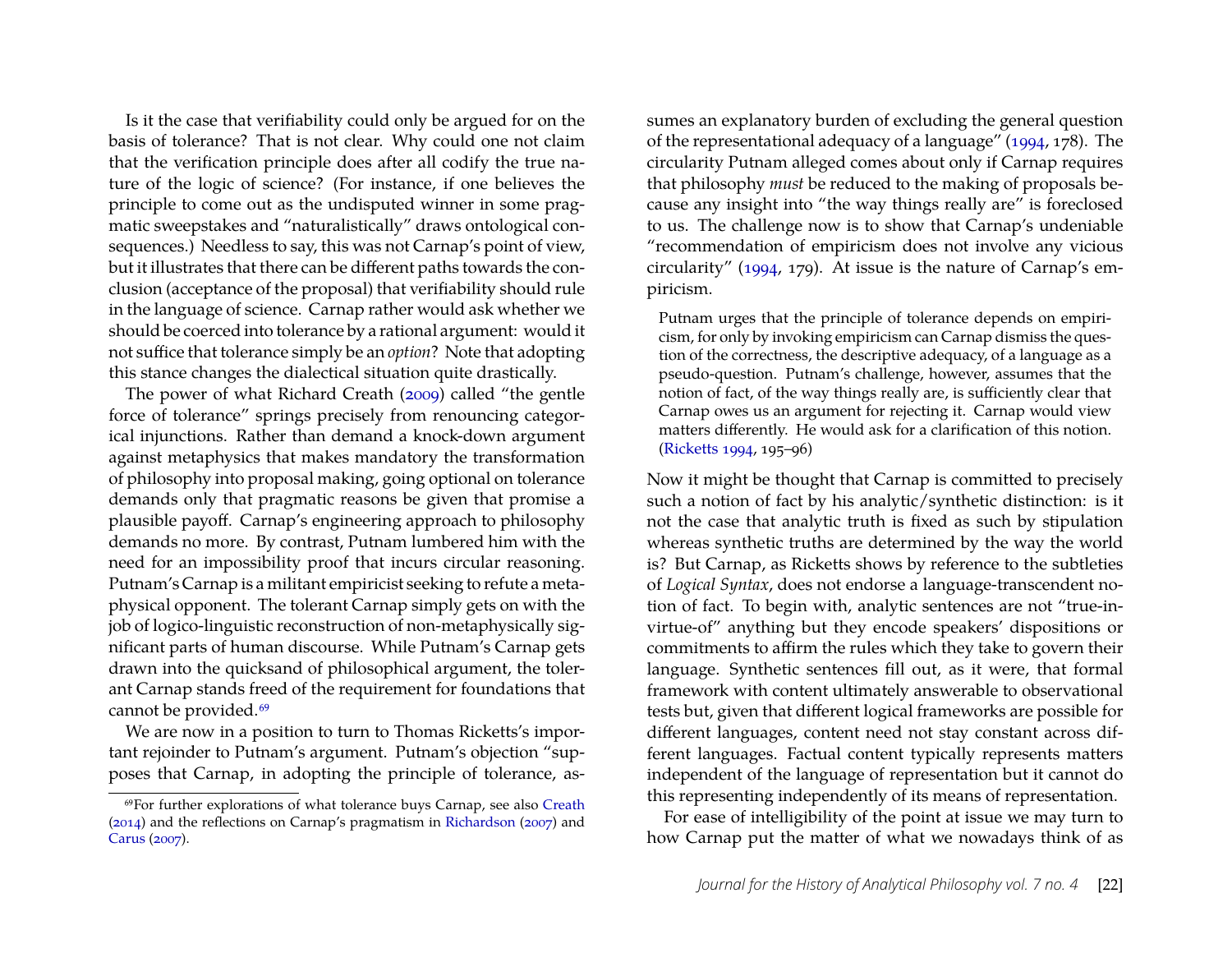Is it the case that verifiability could only be argued for on the basis of tolerance? That is not clear. Why could one not claim that the verification principle does after all codify the true nature of the logic of science? (For instance, if one believes the principle to come out as the undisputed winner in some pragmatic sweepstakes and "naturalistically" draws ontological consequences.) Needless to say, this was not Carnap's point of view, but it illustrates that there can be different paths towards the conclusion (acceptance of the proposal) that verifiability should rule in the language of science. Carnap rather would ask whether we should be coerced into tolerance by a rational argument: would it not suffice that tolerance simply be an *option*? Note that adopting this stance changes the dialectical situation quite drastically.

The power of what Richard Creath (2009) called "the gentle force of tolerance" springs precisely from renouncing categorical injunctions. Rather than demand a knock-down argument against metaphysics that makes mandatory the transformation of philosophy into proposal making, going optional on tolerance demands only that pragmatic reasons be given that promise a plausible payoff. Carnap's engineering approach to philosophy demands no more. By contrast, Putnam lumbered him with the need for an impossibility proof that incurs circular reasoning. Putnam's Carnap is a militant empiricist seeking to refute a metaphysical opponent. The tolerant Carnap simply gets on with the job of logico-linguistic reconstruction of non-metaphysically significant parts of human discourse. While Putnam's Carnap gets drawn into the quicksand of philosophical argument, the tolerant Carnap stands freed of the requirement for foundations that cannot be provided.[69]

We are now in a position to turn to Thomas Ricketts's important rejoinder to Putnam's argument. Putnam's objection "supposes that Carnap, in adopting the principle of tolerance, assumes an explanatory burden of excluding the general question of the representational adequacy of a language" (1994, 178). The circularity Putnam alleged comes about only if Carnap requires that philosophy *must* be reduced to the making of proposals because any insight into "the way things really are" is foreclosed to us. The challenge now is to show that Carnap's undeniable "recommendation of empiricism does not involve any vicious circularity" (1994, 179). At issue is the nature of Carnap's empiricism.

> Putnam urges that the principle of tolerance depends on empiricism, for only by invoking empiricism can Carnap dismiss the question of the correctness, the descriptive adequacy, of a language as a pseudo-question. Putnam's challenge, however, assumes that the notion of fact, of the way things really are, is sufficiently clear that Carnap owes us an argument for rejecting it. Carnap would view matters differently. He would ask for a clarification of this notion. (Ricketts 1994, 195–96)

Now it might be thought that Carnap is committed to precisely such a notion of fact by his analytic/synthetic distinction: is it not the case that analytic truth is fixed as such by stipulation whereas synthetic truths are determined by the way the world is? But Carnap, as Ricketts shows by reference to the subtleties of *Logical Syntax*, does not endorse a language-transcendent notion of fact. To begin with, analytic sentences are not "true-in-virtue-of" anything but they encode speakers' dispositions or commitments to affirm the rules which they take to govern their language. Synthetic sentences fill out, as it were, that formal framework with content ultimately answerable to observational tests but, given that different logical frameworks are possible for different languages, content need not stay constant across different languages. Factual content typically represents matters independent of the language of representation but it cannot do this representing independently of its means of representation.

For ease of intelligibility of the point at issue we may turn to how Carnap put the matter of what we nowadays think of as

[69] For further explorations of what tolerance buys Carnap, see also Creath (2014) and the reflections on Carnap's pragmatism in Richardson (2007) and Carus (2007).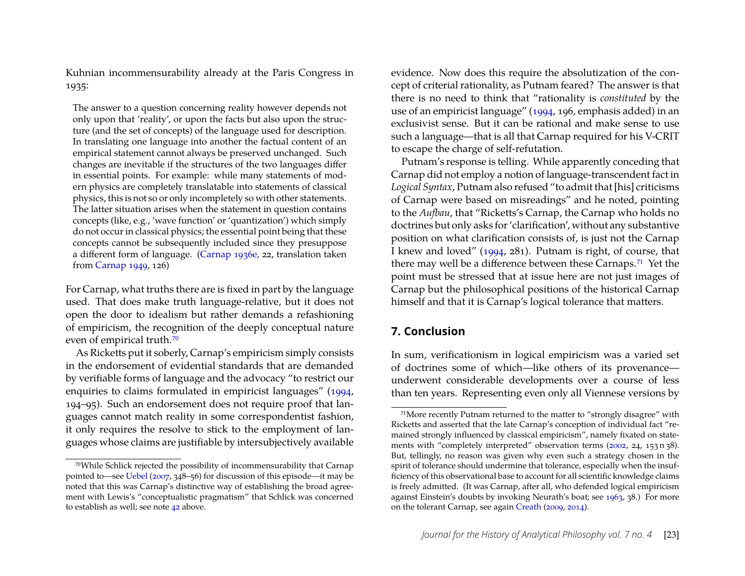Kuhnian incommensurability already at the Paris Congress in 1935:

> The answer to a question concerning reality however depends not only upon that 'reality', or upon the facts but also upon the structure (and the set of concepts) of the language used for description. In translating one language into another the factual content of an empirical statement cannot always be preserved unchanged. Such changes are inevitable if the structures of the two languages differ in essential points. For example: while many statements of modern physics are completely translatable into statements of classical physics, this is not so or only incompletely so with other statements. The latter situation arises when the statement in question contains concepts (like, e.g., 'wave function' or 'quantization') which simply do not occur in classical physics; the essential point being that these concepts cannot be subsequently included since they presuppose a different form of language. (Carnap 1936e, 22, translation taken from Carnap 1949, 126)

For Carnap, what truths there are is fixed in part by the language used. That does make truth language-relative, but it does not open the door to idealism but rather demands a refashioning of empiricism, the recognition of the deeply conceptual nature even of empirical truth.[70]

As Ricketts put it soberly, Carnap's empiricism simply consists in the endorsement of evidential standards that are demanded by verifiable forms of language and the advocacy "to restrict our enquiries to claims formulated in empiricist languages" (1994, 194–95). Such an endorsement does not require proof that languages cannot match reality in some correspondentist fashion, it only requires the resolve to stick to the employment of languages whose claims are justifiable by intersubjectively available evidence. Now does this require the absolutization of the concept of criterial rationality, as Putnam feared? The answer is that there is no need to think that "rationality is *constituted* by the use of an empiricist language" (1994, 196, emphasis added) in an exclusivist sense. But it can be rational and make sense to use such a language—that is all that Carnap required for his V-CRIT to escape the charge of self-refutation.

Putnam's response is telling. While apparently conceding that Carnap did not employ a notion of language-transcendent fact in *Logical Syntax*, Putnam also refused "to admit that [his] criticisms of Carnap were based on misreadings" and he noted, pointing to the *Aufbau*, that "Ricketts's Carnap, the Carnap who holds no doctrines but only asks for 'clarification', without any substantive position on what clarification consists of, is just not the Carnap I knew and loved" (1994, 281). Putnam is right, of course, that there may well be a difference between these Carnaps.[71] Yet the point must be stressed that at issue here are not just images of Carnap but the philosophical positions of the historical Carnap himself and that it is Carnap's logical tolerance that matters.

## 7. Conclusion

In sum, verificationism in logical empiricism was a varied set of doctrines some of which—like others of its provenance—underwent considerable developments over a course of less than ten years. Representing even only all Viennese versions by

[70] While Schlick rejected the possibility of incommensurability that Carnap pointed to—see Uebel (2007, 348–56) for discussion of this episode—it may be noted that this was Carnap's distinctive way of establishing the broad agreement with Lewis's "conceptualistic pragmatism" that Schlick was concerned to establish as well; see note 42 above.

[71] More recently Putnam returned to the matter to "strongly disagree" with Ricketts and asserted that the late Carnap's conception of individual fact "remained strongly influenced by classical empiricism", namely fixated on statements with "completely interpreted" observation terms (2002, 24, 153 n 38). But, tellingly, no reason was given why even such a strategy chosen in the spirit of tolerance should undermine that tolerance, especially when the insufficiency of this observational base to account for all scientific knowledge claims is freely admitted. (It was Carnap, after all, who defended logical empiricism against Einstein's doubts by invoking Neurath's boat; see 1963, 38.) For more on the tolerant Carnap, see again Creath (2009, 2014).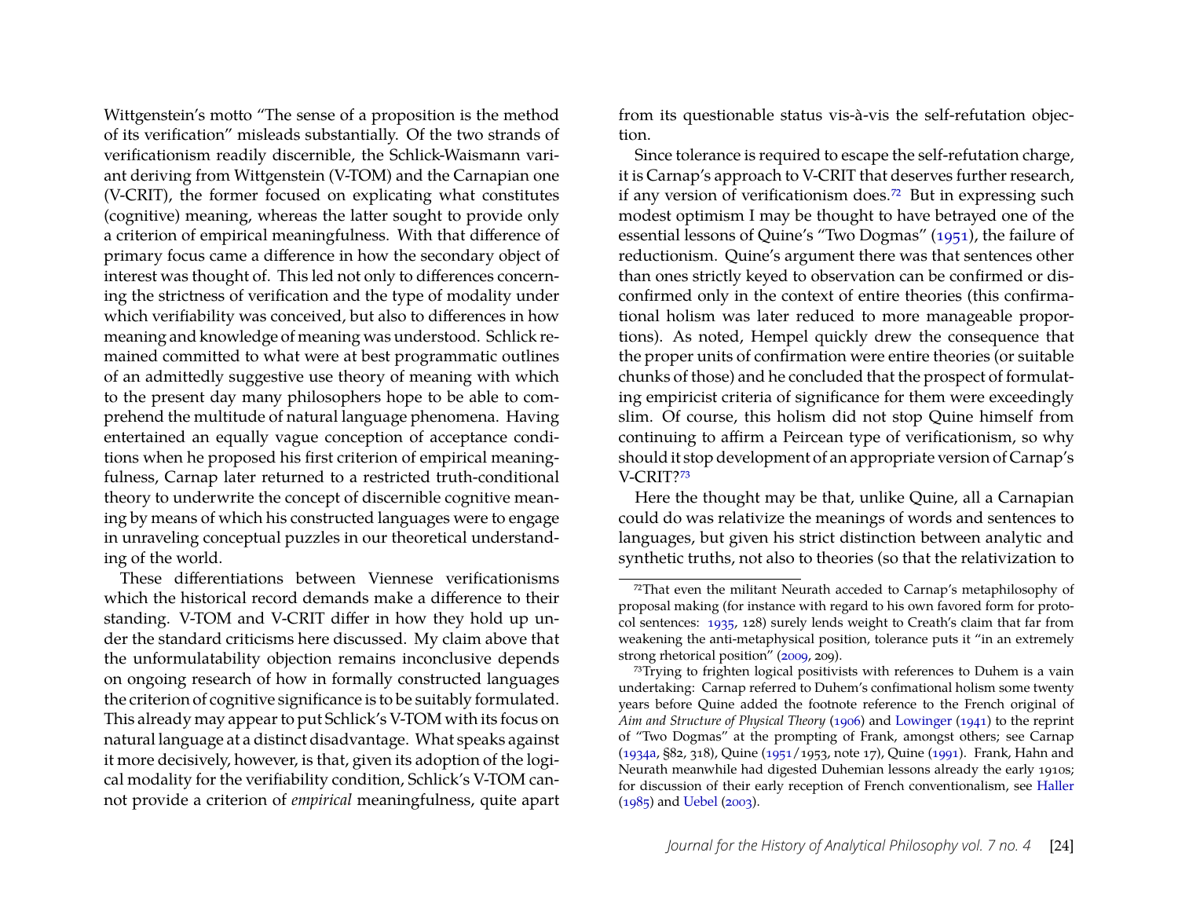Wittgenstein's motto "The sense of a proposition is the method of its verification" misleads substantially. Of the two strands of verificationism readily discernible, the Schlick-Waismann variant deriving from Wittgenstein (V-TOM) and the Carnapian one (V-CRIT), the former focused on explicating what constitutes (cognitive) meaning, whereas the latter sought to provide only a criterion of empirical meaningfulness. With that difference of primary focus came a difference in how the secondary object of interest was thought of. This led not only to differences concerning the strictness of verification and the type of modality under which verifiability was conceived, but also to differences in how meaning and knowledge of meaning was understood. Schlick remained committed to what were at best programmatic outlines of an admittedly suggestive use theory of meaning with which to the present day many philosophers hope to be able to comprehend the multitude of natural language phenomena. Having entertained an equally vague conception of acceptance conditions when he proposed his first criterion of empirical meaningfulness, Carnap later returned to a restricted truth-conditional theory to underwrite the concept of discernible cognitive meaning by means of which his constructed languages were to engage in unraveling conceptual puzzles in our theoretical understanding of the world.

These differentiations between Viennese verificationisms which the historical record demands make a difference to their standing. V-TOM and V-CRIT differ in how they hold up under the standard criticisms here discussed. My claim above that the unformulatability objection remains inconclusive depends on ongoing research of how in formally constructed languages the criterion of cognitive significance is to be suitably formulated. This already may appear to put Schlick's V-TOM with its focus on natural language at a distinct disadvantage. What speaks against it more decisively, however, is that, given its adoption of the logical modality for the verifiability condition, Schlick's V-TOM cannot provide a criterion of *empirical* meaningfulness, quite apart from its questionable status vis-à-vis the self-refutation objection.

Since tolerance is required to escape the self-refutation charge, it is Carnap's approach to V-CRIT that deserves further research, if any version of verificationism does.[72] But in expressing such modest optimism I may be thought to have betrayed one of the essential lessons of Quine's "Two Dogmas" (1951), the failure of reductionism. Quine's argument there was that sentences other than ones strictly keyed to observation can be confirmed or disconfirmed only in the context of entire theories (this confirmational holism was later reduced to more manageable proportions). As noted, Hempel quickly drew the consequence that the proper units of confirmation were entire theories (or suitable chunks of those) and he concluded that the prospect of formulating empiricist criteria of significance for them were exceedingly slim. Of course, this holism did not stop Quine himself from continuing to affirm a Peircean type of verificationism, so why should it stop development of an appropriate version of Carnap's V-CRIT?[73]

Here the thought may be that, unlike Quine, all a Carnapian could do was relativize the meanings of words and sentences to languages, but given his strict distinction between analytic and synthetic truths, not also to theories (so that the relativization to

[72] That even the militant Neurath acceded to Carnap's metaphilosophy of proposal making (for instance with regard to his own favored form for protocol sentences: 1935, 128) surely lends weight to Creath's claim that far from weakening the anti-metaphysical position, tolerance puts it "in an extremely strong rhetorical position" (2009, 209).

[73] Trying to frighten logical positivists with references to Duhem is a vain undertaking: Carnap referred to Duhem's confimational holism some twenty years before Quine added the footnote reference to the French original of *Aim and Structure of Physical Theory* (1906) and Lowinger (1941) to the reprint of "Two Dogmas" at the prompting of Frank, amongst others; see Carnap (1934a, §82, 318), Quine (1951/1953, note 17), Quine (1991). Frank, Hahn and Neurath meanwhile had digested Duhemian lessons already the early 1910s; for discussion of their early reception of French conventionalism, see Haller (1985) and Uebel (2003).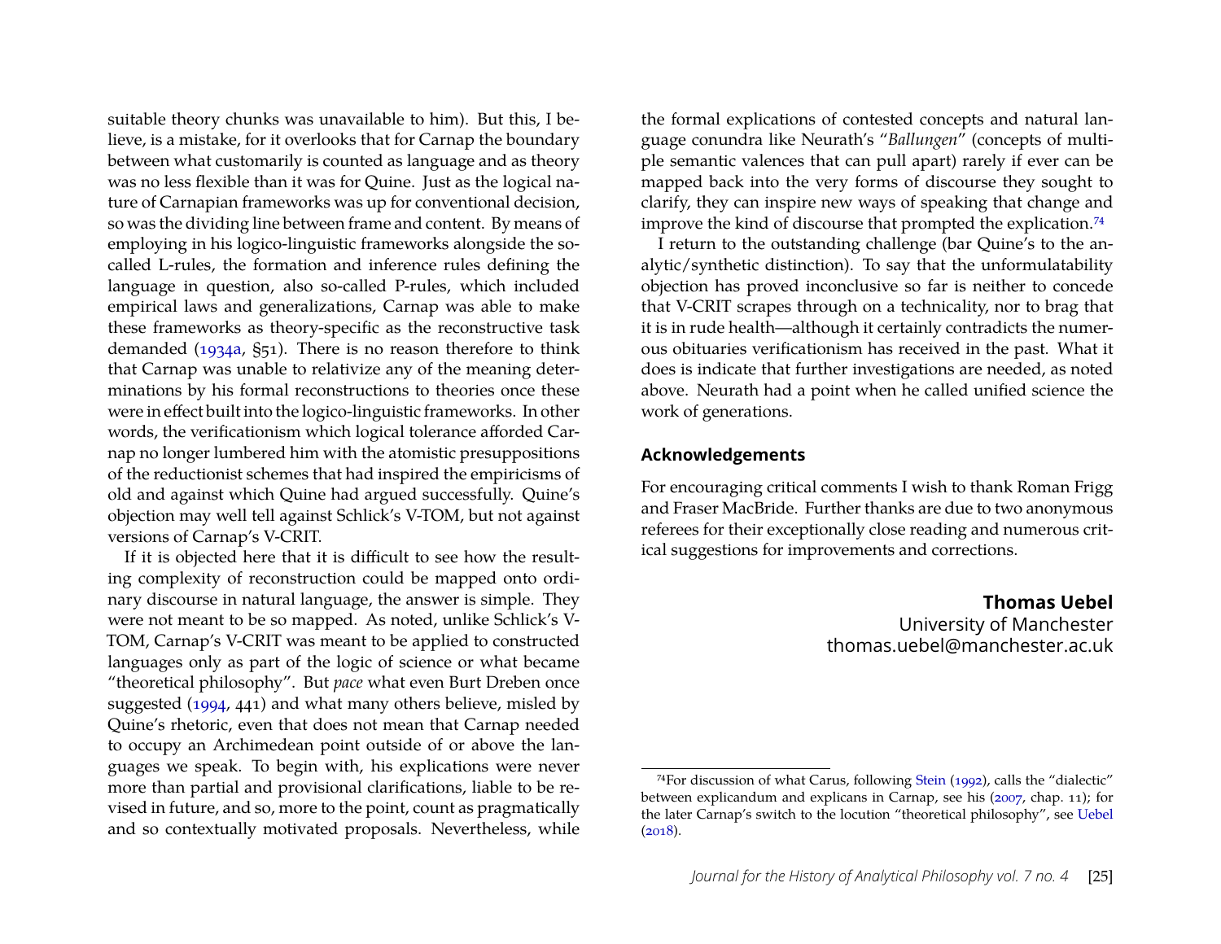suitable theory chunks was unavailable to him). But this, I believe, is a mistake, for it overlooks that for Carnap the boundary between what customarily is counted as language and as theory was no less flexible than it was for Quine. Just as the logical nature of Carnapian frameworks was up for conventional decision, so was the dividing line between frame and content. By means of employing in his logico-linguistic frameworks alongside the so-called L-rules, the formation and inference rules defining the language in question, also so-called P-rules, which included empirical laws and generalizations, Carnap was able to make these frameworks as theory-specific as the reconstructive task demanded (1934a, §51). There is no reason therefore to think that Carnap was unable to relativize any of the meaning determinations by his formal reconstructions to theories once these were in effect built into the logico-linguistic frameworks. In other words, the verificationism which logical tolerance afforded Carnap no longer lumbered him with the atomistic presuppositions of the reductionist schemes that had inspired the empiricisms of old and against which Quine had argued successfully. Quine's objection may well tell against Schlick's V-TOM, but not against versions of Carnap's V-CRIT.

If it is objected here that it is difficult to see how the resulting complexity of reconstruction could be mapped onto ordinary discourse in natural language, the answer is simple. They were not meant to be so mapped. As noted, unlike Schlick's V-TOM, Carnap's V-CRIT was meant to be applied to constructed languages only as part of the logic of science or what became "theoretical philosophy". But *pace* what even Burt Dreben once suggested (1994, 441) and what many others believe, misled by Quine's rhetoric, even that does not mean that Carnap needed to occupy an Archimedean point outside of or above the languages we speak. To begin with, his explications were never more than partial and provisional clarifications, liable to be revised in future, and so, more to the point, count as pragmatically and so contextually motivated proposals. Nevertheless, while the formal explications of contested concepts and natural language conundra like Neurath's "*Ballungen*" (concepts of multiple semantic valences that can pull apart) rarely if ever can be mapped back into the very forms of discourse they sought to clarify, they can inspire new ways of speaking that change and improve the kind of discourse that prompted the explication.[74]

I return to the outstanding challenge (bar Quine's to the analytic/synthetic distinction). To say that the unformulatability objection has proved inconclusive so far is neither to concede that V-CRIT scrapes through on a technicality, nor to brag that it is in rude health—although it certainly contradicts the numerous obituaries verificationism has received in the past. What it does is indicate that further investigations are needed, as noted above. Neurath had a point when he called unified science the work of generations.

## Acknowledgements

For encouraging critical comments I wish to thank Roman Frigg and Fraser MacBride. Further thanks are due to two anonymous referees for their exceptionally close reading and numerous critical suggestions for improvements and corrections.

**Thomas Uebel**
University of Manchester
thomas.uebel@manchester.ac.uk

[74]For discussion of what Carus, following Stein (1992), calls the "dialectic" between explicandum and explicans in Carnap, see his (2007, chap. 11); for the later Carnap's switch to the locution "theoretical philosophy", see Uebel (2018).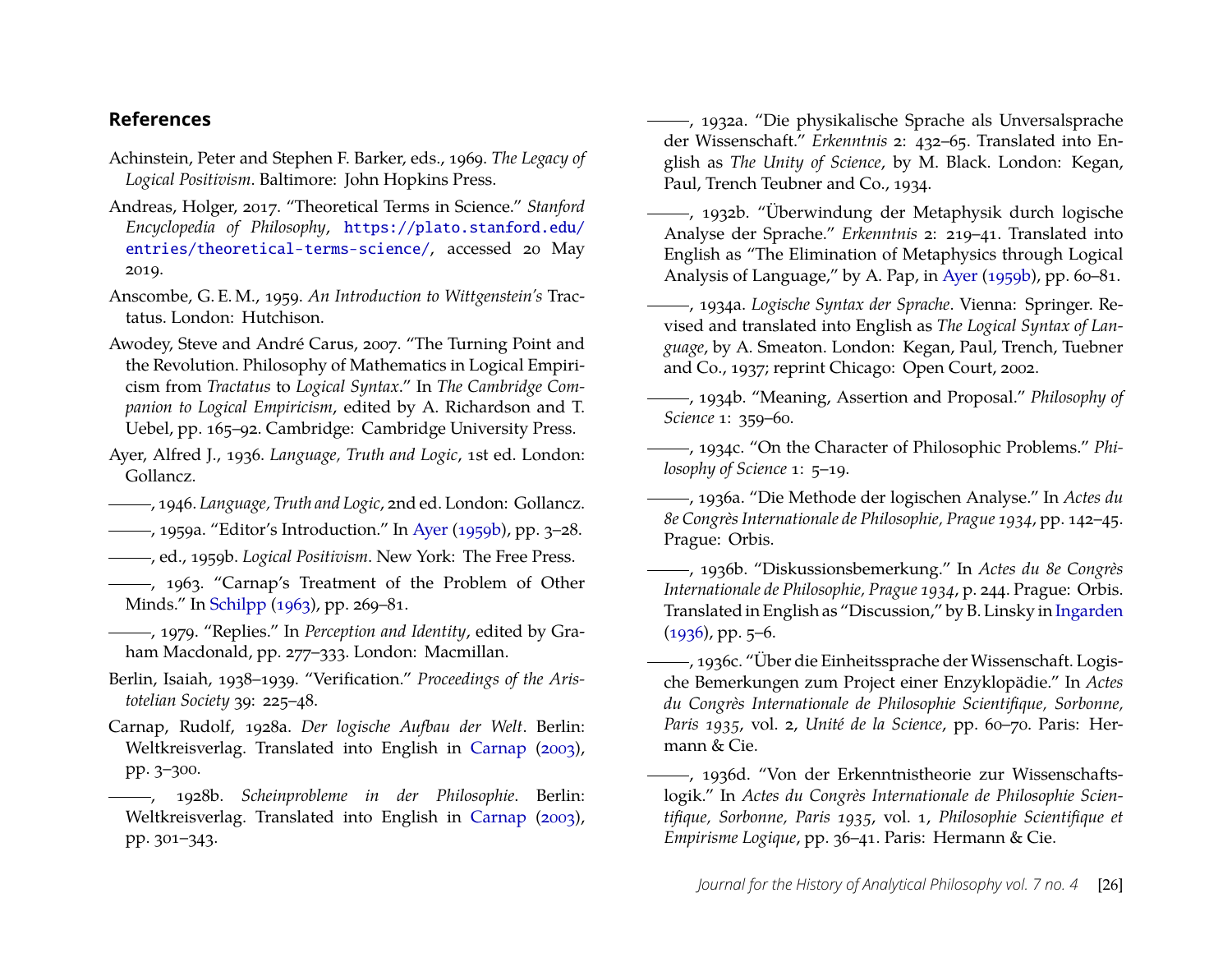## References

Achinstein, Peter and Stephen F. Barker, eds., 1969. *The Legacy of Logical Positivism*. Baltimore: John Hopkins Press.

Andreas, Holger, 2017. "Theoretical Terms in Science." *Stanford Encyclopedia of Philosophy*, `https://plato.stanford.edu/entries/theoretical-terms-science/`, accessed 20 May 2019.

Anscombe, G. E. M., 1959. *An Introduction to Wittgenstein's* Tractatus. London: Hutchison.

Awodey, Steve and André Carus, 2007. "The Turning Point and the Revolution. Philosophy of Mathematics in Logical Empiricism from *Tractatus* to *Logical Syntax*." In *The Cambridge Companion to Logical Empiricism*, edited by A. Richardson and T. Uebel, pp. 165–92. Cambridge: Cambridge University Press.

Ayer, Alfred J., 1936. *Language, Truth and Logic*, 1st ed. London: Gollancz.

———, 1946. *Language, Truth and Logic*, 2nd ed. London: Gollancz.

———, 1959a. "Editor's Introduction." In Ayer (1959b), pp. 3–28.

———, ed., 1959b. *Logical Positivism*. New York: The Free Press.

———, 1963. "Carnap's Treatment of the Problem of Other Minds." In Schilpp (1963), pp. 269–81.

———, 1979. "Replies." In *Perception and Identity*, edited by Graham Macdonald, pp. 277–333. London: Macmillan.

Berlin, Isaiah, 1938–1939. "Verification." *Proceedings of the Aristotelian Society* 39: 225–48.

Carnap, Rudolf, 1928a. *Der logische Aufbau der Welt*. Berlin: Weltkreisverlag. Translated into English in Carnap (2003), pp. 3–300.

———, 1928b. *Scheinprobleme in der Philosophie*. Berlin: Weltkreisverlag. Translated into English in Carnap (2003), pp. 301–343.

———, 1932a. "Die physikalische Sprache als Unversalsprache der Wissenschaft." *Erkenntnis* 2: 432–65. Translated into English as *The Unity of Science*, by M. Black. London: Kegan, Paul, Trench Teubner and Co., 1934.

———, 1932b. "Überwindung der Metaphysik durch logische Analyse der Sprache." *Erkenntnis* 2: 219–41. Translated into English as "The Elimination of Metaphysics through Logical Analysis of Language," by A. Pap, in Ayer (1959b), pp. 60–81.

———, 1934a. *Logische Syntax der Sprache*. Vienna: Springer. Revised and translated into English as *The Logical Syntax of Language*, by A. Smeaton. London: Kegan, Paul, Trench, Tuebner and Co., 1937; reprint Chicago: Open Court, 2002.

———, 1934b. "Meaning, Assertion and Proposal." *Philosophy of Science* 1: 359–60.

———, 1934c. "On the Character of Philosophic Problems." *Philosophy of Science* 1: 5–19.

———, 1936a. "Die Methode der logischen Analyse." In *Actes du 8e Congrès Internationale de Philosophie, Prague 1934*, pp. 142–45. Prague: Orbis.

———, 1936b. "Diskussionsbemerkung." In *Actes du 8e Congrès Internationale de Philosophie, Prague 1934*, p. 244. Prague: Orbis. Translated in English as "Discussion," by B. Linsky in Ingarden (1936), pp. 5–6.

———, 1936c. "Über die Einheitssprache der Wissenschaft. Logische Bemerkungen zum Project einer Enzyklopädie." In *Actes du Congrès Internationale de Philosophie Scientifique, Sorbonne, Paris 1935*, vol. 2, *Unité de la Science*, pp. 60–70. Paris: Hermann & Cie.

———, 1936d. "Von der Erkenntnistheorie zur Wissenschaftslogik." In *Actes du Congrès Internationale de Philosophie Scientifique, Sorbonne, Paris 1935*, vol. 1, *Philosophie Scientifique et Empirisme Logique*, pp. 36–41. Paris: Hermann & Cie.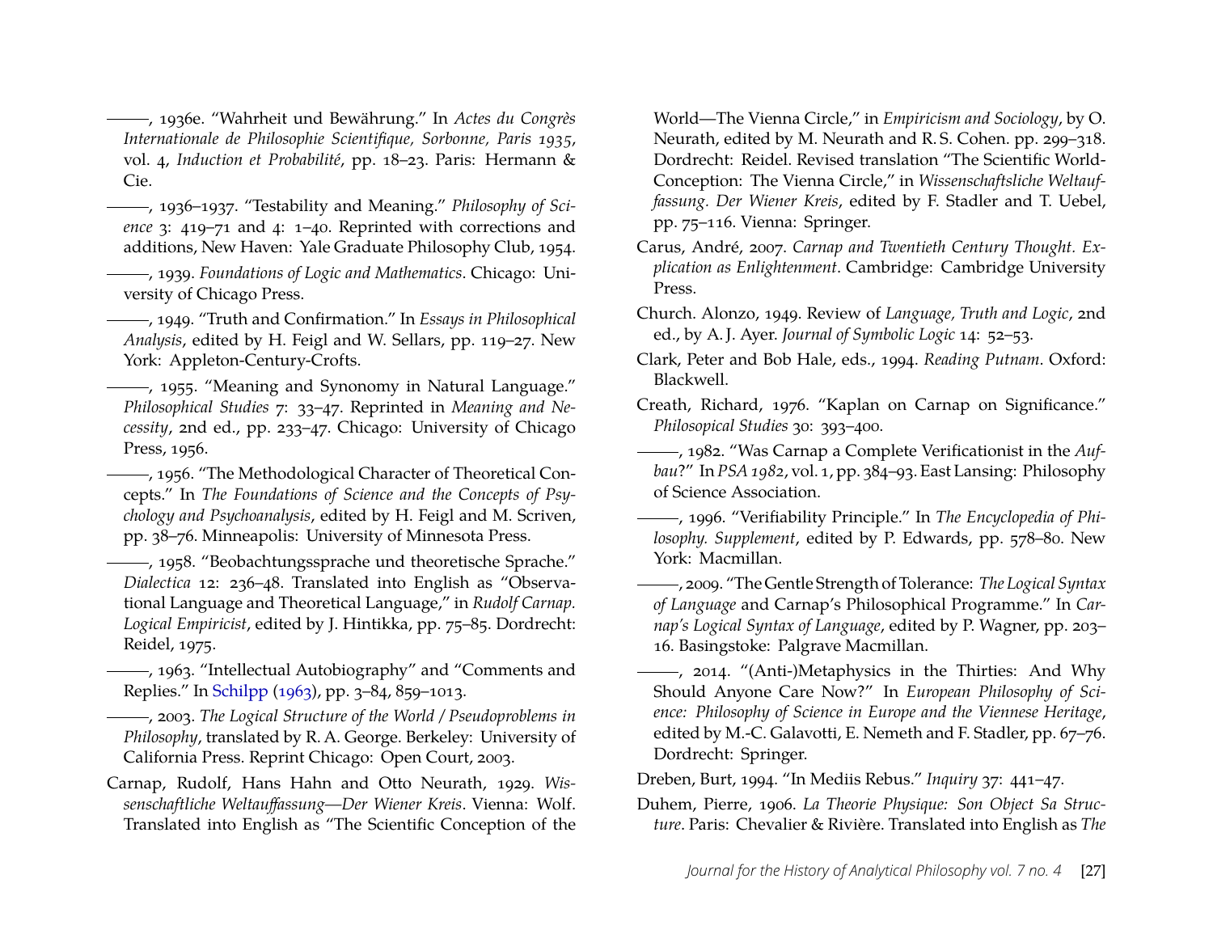———, 1936e. "Wahrheit und Bewährung." In *Actes du Congrès Internationale de Philosophie Scientifique, Sorbonne, Paris 1935*, vol. 4, *Induction et Probabilité*, pp. 18–23. Paris: Hermann & Cie.

———, 1936–1937. "Testability and Meaning." *Philosophy of Science* 3: 419–71 and 4: 1–40. Reprinted with corrections and additions, New Haven: Yale Graduate Philosophy Club, 1954.

———, 1939. *Foundations of Logic and Mathematics*. Chicago: University of Chicago Press.

———, 1949. "Truth and Confirmation." In *Essays in Philosophical Analysis*, edited by H. Feigl and W. Sellars, pp. 119–27. New York: Appleton-Century-Crofts.

———, 1955. "Meaning and Synonomy in Natural Language." *Philosophical Studies* 7: 33–47. Reprinted in *Meaning and Necessity*, 2nd ed., pp. 233–47. Chicago: University of Chicago Press, 1956.

———, 1956. "The Methodological Character of Theoretical Concepts." In *The Foundations of Science and the Concepts of Psychology and Psychoanalysis*, edited by H. Feigl and M. Scriven, pp. 38–76. Minneapolis: University of Minnesota Press.

———, 1958. "Beobachtungssprache und theoretische Sprache." *Dialectica* 12: 236–48. Translated into English as "Observational Language and Theoretical Language," in *Rudolf Carnap. Logical Empiricist*, edited by J. Hintikka, pp. 75–85. Dordrecht: Reidel, 1975.

———, 1963. "Intellectual Autobiography" and "Comments and Replies." In Schilpp (1963), pp. 3–84, 859–1013.

———, 2003. *The Logical Structure of the World / Pseudoproblems in Philosophy*, translated by R. A. George. Berkeley: University of California Press. Reprint Chicago: Open Court, 2003.

Carnap, Rudolf, Hans Hahn and Otto Neurath, 1929. *Wissenschaftliche Weltauffassung—Der Wiener Kreis*. Vienna: Wolf. Translated into English as "The Scientific Conception of the World—The Vienna Circle," in *Empiricism and Sociology*, by O. Neurath, edited by M. Neurath and R. S. Cohen. pp. 299–318. Dordrecht: Reidel. Revised translation "The Scientific World-Conception: The Vienna Circle," in *Wissenschaftsliche Weltauffassung. Der Wiener Kreis*, edited by F. Stadler and T. Uebel, pp. 75–116. Vienna: Springer.

Carus, André, 2007. *Carnap and Twentieth Century Thought. Explication as Enlightenment*. Cambridge: Cambridge University Press.

Church. Alonzo, 1949. Review of *Language, Truth and Logic*, 2nd ed., by A. J. Ayer. *Journal of Symbolic Logic* 14: 52–53.

Clark, Peter and Bob Hale, eds., 1994. *Reading Putnam*. Oxford: Blackwell.

Creath, Richard, 1976. "Kaplan on Carnap on Significance." *Philosopical Studies* 30: 393–400.

———, 1982. "Was Carnap a Complete Verificationist in the *Aufbau*?" In *PSA 1982*, vol. 1, pp. 384–93. East Lansing: Philosophy of Science Association.

———, 1996. "Verifiability Principle." In *The Encyclopedia of Philosophy. Supplement*, edited by P. Edwards, pp. 578–80. New York: Macmillan.

———, 2009. "The Gentle Strength of Tolerance: *The Logical Syntax of Language* and Carnap's Philosophical Programme." In *Carnap's Logical Syntax of Language*, edited by P. Wagner, pp. 203–16. Basingstoke: Palgrave Macmillan.

———, 2014. "(Anti-)Metaphysics in the Thirties: And Why Should Anyone Care Now?" In *European Philosophy of Science: Philosophy of Science in Europe and the Viennese Heritage*, edited by M.-C. Galavotti, E. Nemeth and F. Stadler, pp. 67–76. Dordrecht: Springer.

Dreben, Burt, 1994. "In Mediis Rebus." *Inquiry* 37: 441–47.

Duhem, Pierre, 1906. *La Theorie Physique: Son Object Sa Structure*. Paris: Chevalier & Rivière. Translated into English as *The*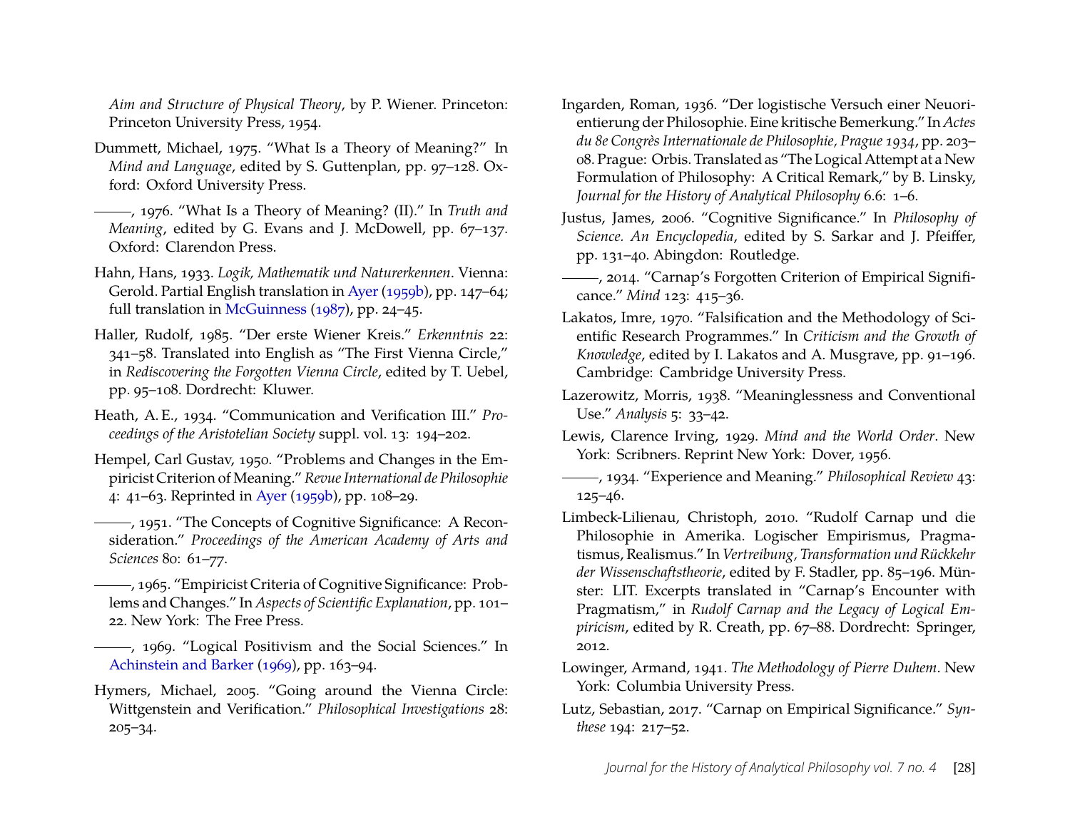*Aim and Structure of Physical Theory*, by P. Wiener. Princeton: Princeton University Press, 1954.

Dummett, Michael, 1975. "What Is a Theory of Meaning?" In *Mind and Language*, edited by S. Guttenplan, pp. 97–128. Oxford: Oxford University Press.

———, 1976. "What Is a Theory of Meaning? (II)." In *Truth and Meaning*, edited by G. Evans and J. McDowell, pp. 67–137. Oxford: Clarendon Press.

Hahn, Hans, 1933. *Logik, Mathematik und Naturerkennen*. Vienna: Gerold. Partial English translation in Ayer (1959b), pp. 147–64; full translation in McGuinness (1987), pp. 24–45.

Haller, Rudolf, 1985. "Der erste Wiener Kreis." *Erkenntnis* 22: 341–58. Translated into English as "The First Vienna Circle," in *Rediscovering the Forgotten Vienna Circle*, edited by T. Uebel, pp. 95–108. Dordrecht: Kluwer.

Heath, A. E., 1934. "Communication and Verification III." *Proceedings of the Aristotelian Society* suppl. vol. 13: 194–202.

Hempel, Carl Gustav, 1950. "Problems and Changes in the Empiricist Criterion of Meaning." *Revue International de Philosophie* 4: 41–63. Reprinted in Ayer (1959b), pp. 108–29.

———, 1951. "The Concepts of Cognitive Significance: A Reconsideration." *Proceedings of the American Academy of Arts and Sciences* 80: 61–77.

———, 1965. "Empiricist Criteria of Cognitive Significance: Problems and Changes." In *Aspects of Scientific Explanation*, pp. 101–22. New York: The Free Press.

———, 1969. "Logical Positivism and the Social Sciences." In Achinstein and Barker (1969), pp. 163–94.

Hymers, Michael, 2005. "Going around the Vienna Circle: Wittgenstein and Verification." *Philosophical Investigations* 28: 205–34.

Ingarden, Roman, 1936. "Der logistische Versuch einer Neuorientierung der Philosophie. Eine kritische Bemerkung." In *Actes du 8e Congrès Internationale de Philosophie, Prague 1934*, pp. 203–08. Prague: Orbis. Translated as "The Logical Attempt at a New Formulation of Philosophy: A Critical Remark," by B. Linsky, *Journal for the History of Analytical Philosophy* 6.6: 1–6.

Justus, James, 2006. "Cognitive Significance." In *Philosophy of Science. An Encyclopedia*, edited by S. Sarkar and J. Pfeiffer, pp. 131–40. Abingdon: Routledge.

———, 2014. "Carnap's Forgotten Criterion of Empirical Significance." *Mind* 123: 415–36.

Lakatos, Imre, 1970. "Falsification and the Methodology of Scientific Research Programmes." In *Criticism and the Growth of Knowledge*, edited by I. Lakatos and A. Musgrave, pp. 91–196. Cambridge: Cambridge University Press.

Lazerowitz, Morris, 1938. "Meaninglessness and Conventional Use." *Analysis* 5: 33–42.

Lewis, Clarence Irving, 1929. *Mind and the World Order*. New York: Scribners. Reprint New York: Dover, 1956.

———, 1934. "Experience and Meaning." *Philosophical Review* 43: 125–46.

Limbeck-Lilienau, Christoph, 2010. "Rudolf Carnap und die Philosophie in Amerika. Logischer Empirismus, Pragmatismus, Realismus." In *Vertreibung, Transformation und Rückkehr der Wissenschaftstheorie*, edited by F. Stadler, pp. 85–196. Münster: LIT. Excerpts translated in "Carnap's Encounter with Pragmatism," in *Rudolf Carnap and the Legacy of Logical Empiricism*, edited by R. Creath, pp. 67–88. Dordrecht: Springer, 2012.

Lowinger, Armand, 1941. *The Methodology of Pierre Duhem*. New York: Columbia University Press.

Lutz, Sebastian, 2017. "Carnap on Empirical Significance." *Synthese* 194: 217–52.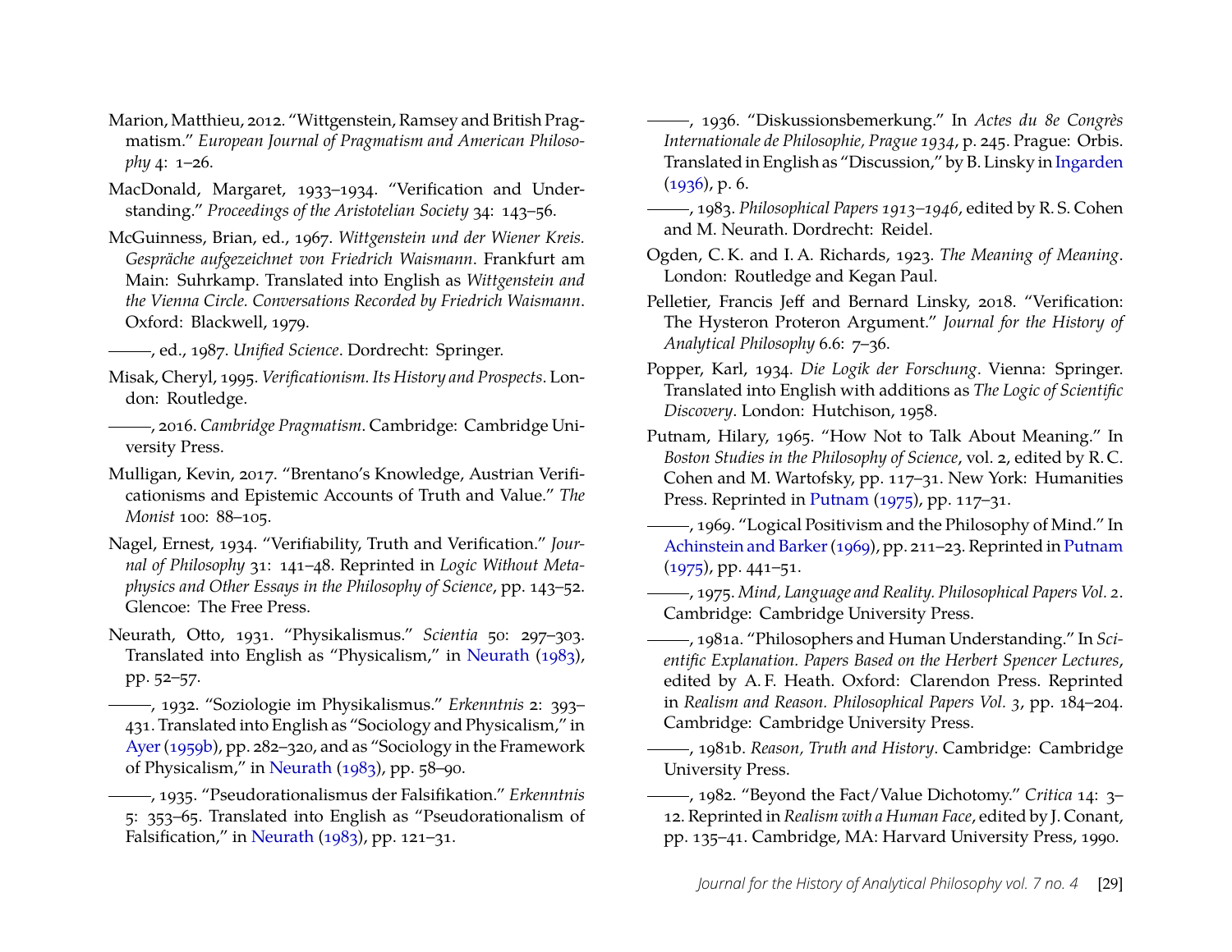Marion, Matthieu, 2012. "Wittgenstein, Ramsey and British Pragmatism." *European Journal of Pragmatism and American Philosophy* 4: 1–26.

MacDonald, Margaret, 1933–1934. "Verification and Understanding." *Proceedings of the Aristotelian Society* 34: 143–56.

McGuinness, Brian, ed., 1967. *Wittgenstein und der Wiener Kreis. Gespräche aufgezeichnet von Friedrich Waismann*. Frankfurt am Main: Suhrkamp. Translated into English as *Wittgenstein and the Vienna Circle. Conversations Recorded by Friedrich Waismann*. Oxford: Blackwell, 1979.

———, ed., 1987. *Unified Science*. Dordrecht: Springer.

Misak, Cheryl, 1995. *Verificationism. Its History and Prospects*. London: Routledge.

———, 2016. *Cambridge Pragmatism*. Cambridge: Cambridge University Press.

Mulligan, Kevin, 2017. "Brentano's Knowledge, Austrian Verificationisms and Epistemic Accounts of Truth and Value." *The Monist* 100: 88–105.

Nagel, Ernest, 1934. "Verifiability, Truth and Verification." *Journal of Philosophy* 31: 141–48. Reprinted in *Logic Without Metaphysics and Other Essays in the Philosophy of Science*, pp. 143–52. Glencoe: The Free Press.

Neurath, Otto, 1931. "Physikalismus." *Scientia* 50: 297–303. Translated into English as "Physicalism," in Neurath (1983), pp. 52–57.

———, 1932. "Soziologie im Physikalismus." *Erkenntnis* 2: 393–431. Translated into English as "Sociology and Physicalism," in Ayer (1959b), pp. 282–320, and as "Sociology in the Framework of Physicalism," in Neurath (1983), pp. 58–90.

———, 1935. "Pseudorationalismus der Falsifikation." *Erkenntnis* 5: 353–65. Translated into English as "Pseudorationalism of Falsification," in Neurath (1983), pp. 121–31.

———, 1936. "Diskussionsbemerkung." In *Actes du 8e Congrès Internationale de Philosophie, Prague 1934*, p. 245. Prague: Orbis. Translated in English as "Discussion," by B. Linsky in Ingarden (1936), p. 6.

———, 1983. *Philosophical Papers 1913–1946*, edited by R. S. Cohen and M. Neurath. Dordrecht: Reidel.

Ogden, C. K. and I. A. Richards, 1923. *The Meaning of Meaning*. London: Routledge and Kegan Paul.

Pelletier, Francis Jeff and Bernard Linsky, 2018. "Verification: The Hysteron Proteron Argument." *Journal for the History of Analytical Philosophy* 6.6: 7–36.

Popper, Karl, 1934. *Die Logik der Forschung*. Vienna: Springer. Translated into English with additions as *The Logic of Scientific Discovery*. London: Hutchison, 1958.

Putnam, Hilary, 1965. "How Not to Talk About Meaning." In *Boston Studies in the Philosophy of Science*, vol. 2, edited by R. C. Cohen and M. Wartofsky, pp. 117–31. New York: Humanities Press. Reprinted in Putnam (1975), pp. 117–31.

———, 1969. "Logical Positivism and the Philosophy of Mind." In Achinstein and Barker (1969), pp. 211–23. Reprinted in Putnam (1975), pp. 441–51.

———, 1975. *Mind, Language and Reality. Philosophical Papers Vol. 2*. Cambridge: Cambridge University Press.

———, 1981a. "Philosophers and Human Understanding." In *Scientific Explanation. Papers Based on the Herbert Spencer Lectures*, edited by A. F. Heath. Oxford: Clarendon Press. Reprinted in *Realism and Reason. Philosophical Papers Vol. 3*, pp. 184–204. Cambridge: Cambridge University Press.

———, 1981b. *Reason, Truth and History*. Cambridge: Cambridge University Press.

———, 1982. "Beyond the Fact/Value Dichotomy." *Critica* 14: 3–12. Reprinted in *Realism with a Human Face*, edited by J. Conant, pp. 135–41. Cambridge, MA: Harvard University Press, 1990.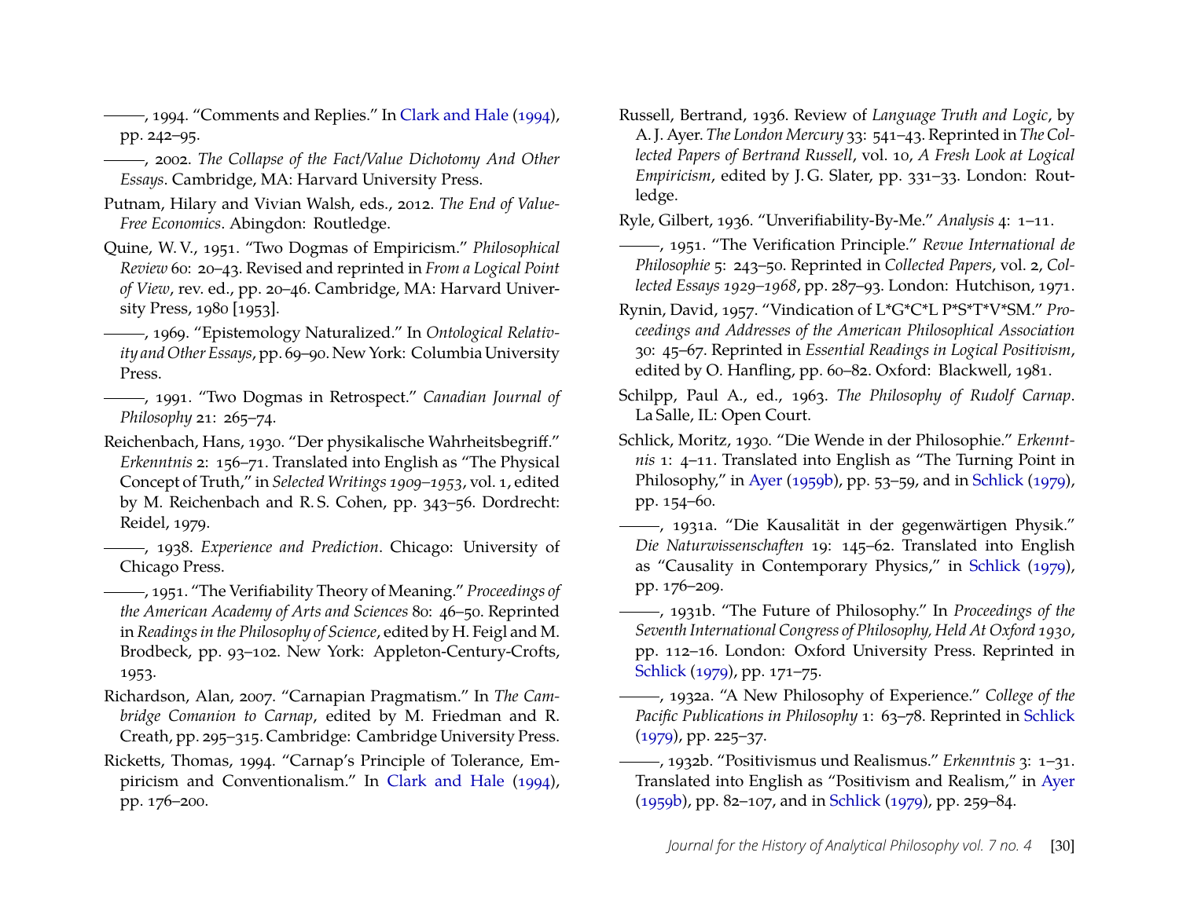———, 1994. "Comments and Replies." In Clark and Hale (1994), pp. 242–95.

———, 2002. *The Collapse of the Fact/Value Dichotomy And Other Essays*. Cambridge, MA: Harvard University Press.

Putnam, Hilary and Vivian Walsh, eds., 2012. *The End of Value-Free Economics*. Abingdon: Routledge.

Quine, W. V., 1951. "Two Dogmas of Empiricism." *Philosophical Review* 60: 20–43. Revised and reprinted in *From a Logical Point of View*, rev. ed., pp. 20–46. Cambridge, MA: Harvard University Press, 1980 [1953].

———, 1969. "Epistemology Naturalized." In *Ontological Relativity and Other Essays*, pp. 69–90. New York: Columbia University Press.

———, 1991. "Two Dogmas in Retrospect." *Canadian Journal of Philosophy* 21: 265–74.

Reichenbach, Hans, 1930. "Der physikalische Wahrheitsbegriff." *Erkenntnis* 2: 156–71. Translated into English as "The Physical Concept of Truth," in *Selected Writings 1909–1953*, vol. 1, edited by M. Reichenbach and R. S. Cohen, pp. 343–56. Dordrecht: Reidel, 1979.

———, 1938. *Experience and Prediction*. Chicago: University of Chicago Press.

———, 1951. "The Verifiability Theory of Meaning." *Proceedings of the American Academy of Arts and Sciences* 80: 46–50. Reprinted in *Readings in the Philosophy of Science*, edited by H. Feigl and M. Brodbeck, pp. 93–102. New York: Appleton-Century-Crofts, 1953.

Richardson, Alan, 2007. "Carnapian Pragmatism." In *The Cambridge Comanion to Carnap*, edited by M. Friedman and R. Creath, pp. 295–315. Cambridge: Cambridge University Press.

Ricketts, Thomas, 1994. "Carnap's Principle of Tolerance, Empiricism and Conventionalism." In Clark and Hale (1994), pp. 176–200.

Russell, Bertrand, 1936. Review of *Language Truth and Logic*, by A. J. Ayer. *The London Mercury* 33: 541–43. Reprinted in *The Collected Papers of Bertrand Russell*, vol. 10, *A Fresh Look at Logical Empiricism*, edited by J. G. Slater, pp. 331–33. London: Routledge.

Ryle, Gilbert, 1936. "Unverifiability-By-Me." *Analysis* 4: 1–11.

———, 1951. "The Verification Principle." *Revue International de Philosophie* 5: 243–50. Reprinted in *Collected Papers*, vol. 2, *Collected Essays 1929–1968*, pp. 287–93. London: Hutchison, 1971.

Rynin, David, 1957. "Vindication of L*G*C*L P*S*T*V*SM." *Proceedings and Addresses of the American Philosophical Association* 30: 45–67. Reprinted in *Essential Readings in Logical Positivism*, edited by O. Hanfling, pp. 60–82. Oxford: Blackwell, 1981.

Schilpp, Paul A., ed., 1963. *The Philosophy of Rudolf Carnap*. La Salle, IL: Open Court.

Schlick, Moritz, 1930. "Die Wende in der Philosophie." *Erkenntnis* 1: 4–11. Translated into English as "The Turning Point in Philosophy," in Ayer (1959b), pp. 53–59, and in Schlick (1979), pp. 154–60.

———, 1931a. "Die Kausalität in der gegenwärtigen Physik." *Die Naturwissenschaften* 19: 145–62. Translated into English as "Causality in Contemporary Physics," in Schlick (1979), pp. 176–209.

———, 1931b. "The Future of Philosophy." In *Proceedings of the Seventh International Congress of Philosophy, Held At Oxford 1930*, pp. 112–16. London: Oxford University Press. Reprinted in Schlick (1979), pp. 171–75.

———, 1932a. "A New Philosophy of Experience." *College of the Pacific Publications in Philosophy* 1: 63–78. Reprinted in Schlick (1979), pp. 225–37.

———, 1932b. "Positivismus und Realismus." *Erkenntnis* 3: 1–31. Translated into English as "Positivism and Realism," in Ayer (1959b), pp. 82–107, and in Schlick (1979), pp. 259–84.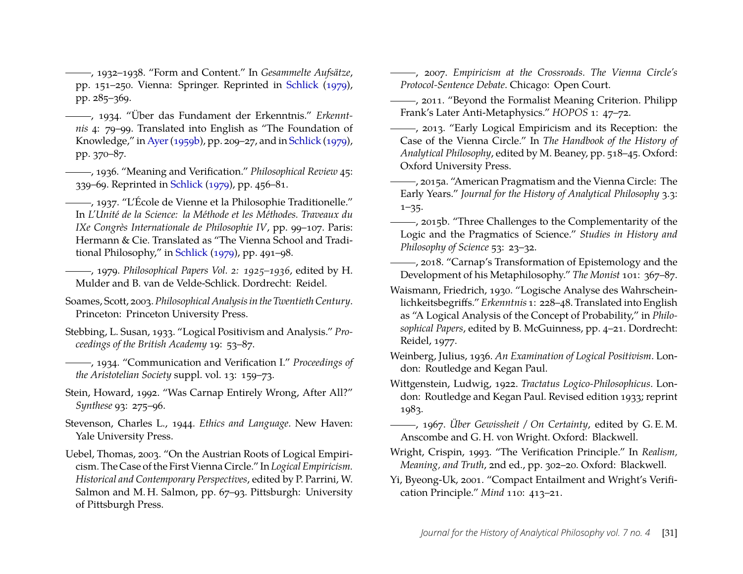———, 1932–1938. "Form and Content." In *Gesammelte Aufsätze*, pp. 151–250. Vienna: Springer. Reprinted in Schlick (1979), pp. 285–369.

———, 1934. "Über das Fundament der Erkenntnis." *Erkenntnis* 4: 79–99. Translated into English as "The Foundation of Knowledge," in Ayer (1959b), pp. 209–27, and in Schlick (1979), pp. 370–87.

———, 1936. "Meaning and Verification." *Philosophical Review* 45: 339–69. Reprinted in Schlick (1979), pp. 456–81.

———, 1937. "L'École de Vienne et la Philosophie Traditionelle." In *L'Unité de la Science: la Méthode et les Méthodes. Traveaux du IXe Congrès Internationale de Philosophie IV*, pp. 99–107. Paris: Hermann & Cie. Translated as "The Vienna School and Traditional Philosophy," in Schlick (1979), pp. 491–98.

———, 1979. *Philosophical Papers Vol. 2: 1925–1936*, edited by H. Mulder and B. van de Velde-Schlick. Dordrecht: Reidel.

Soames, Scott, 2003. *Philosophical Analysis in the Twentieth Century*. Princeton: Princeton University Press.

Stebbing, L. Susan, 1933. "Logical Positivism and Analysis." *Proceedings of the British Academy* 19: 53–87.

———, 1934. "Communication and Verification I." *Proceedings of the Aristotelian Society* suppl. vol. 13: 159–73.

Stein, Howard, 1992. "Was Carnap Entirely Wrong, After All?" *Synthese* 93: 275–96.

Stevenson, Charles L., 1944. *Ethics and Language*. New Haven: Yale University Press.

Uebel, Thomas, 2003. "On the Austrian Roots of Logical Empiricism. The Case of the First Vienna Circle." In *Logical Empiricism. Historical and Contemporary Perspectives*, edited by P. Parrini, W. Salmon and M. H. Salmon, pp. 67–93. Pittsburgh: University of Pittsburgh Press.

———, 2007. *Empiricism at the Crossroads. The Vienna Circle's Protocol-Sentence Debate*. Chicago: Open Court.

———, 2011. "Beyond the Formalist Meaning Criterion. Philipp Frank's Later Anti-Metaphysics." *HOPOS* 1: 47–72.

———, 2013. "Early Logical Empiricism and its Reception: the Case of the Vienna Circle." In *The Handbook of the History of Analytical Philosophy*, edited by M. Beaney, pp. 518–45. Oxford: Oxford University Press.

———, 2015a. "American Pragmatism and the Vienna Circle: The Early Years." *Journal for the History of Analytical Philosophy* 3.3: 1–35.

———, 2015b. "Three Challenges to the Complementarity of the Logic and the Pragmatics of Science." *Studies in History and Philosophy of Science* 53: 23–32.

———, 2018. "Carnap's Transformation of Epistemology and the Development of his Metaphilosophy." *The Monist* 101: 367–87.

Waismann, Friedrich, 1930. "Logische Analyse des Wahrscheinlichkeitsbegriffs." *Erkenntnis* 1: 228–48. Translated into English as "A Logical Analysis of the Concept of Probability," in *Philosophical Papers*, edited by B. McGuinness, pp. 4–21. Dordrecht: Reidel, 1977.

Weinberg, Julius, 1936. *An Examination of Logical Positivism*. London: Routledge and Kegan Paul.

Wittgenstein, Ludwig, 1922. *Tractatus Logico-Philosophicus*. London: Routledge and Kegan Paul. Revised edition 1933; reprint 1983.

———, 1967. *Über Gewissheit / On Certainty*, edited by G. E. M. Anscombe and G. H. von Wright. Oxford: Blackwell.

Wright, Crispin, 1993. "The Verification Principle." In *Realism, Meaning, and Truth*, 2nd ed., pp. 302–20. Oxford: Blackwell.

Yi, Byeong-Uk, 2001. "Compact Entailment and Wright's Verification Principle." *Mind* 110: 413–21.